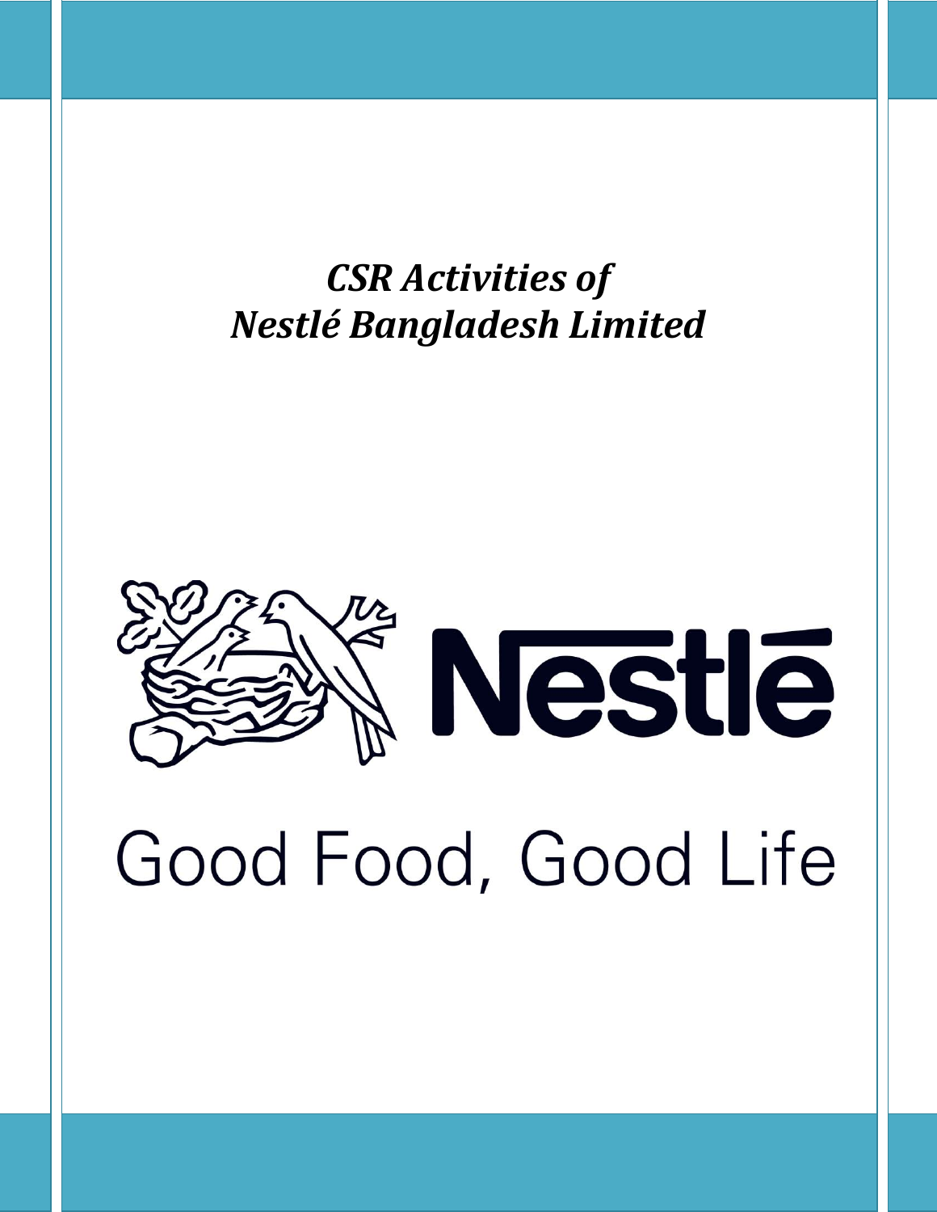# *CSR Activities of Nestlé Bangladesh Limited*

Nestlé

Good Food, Good Life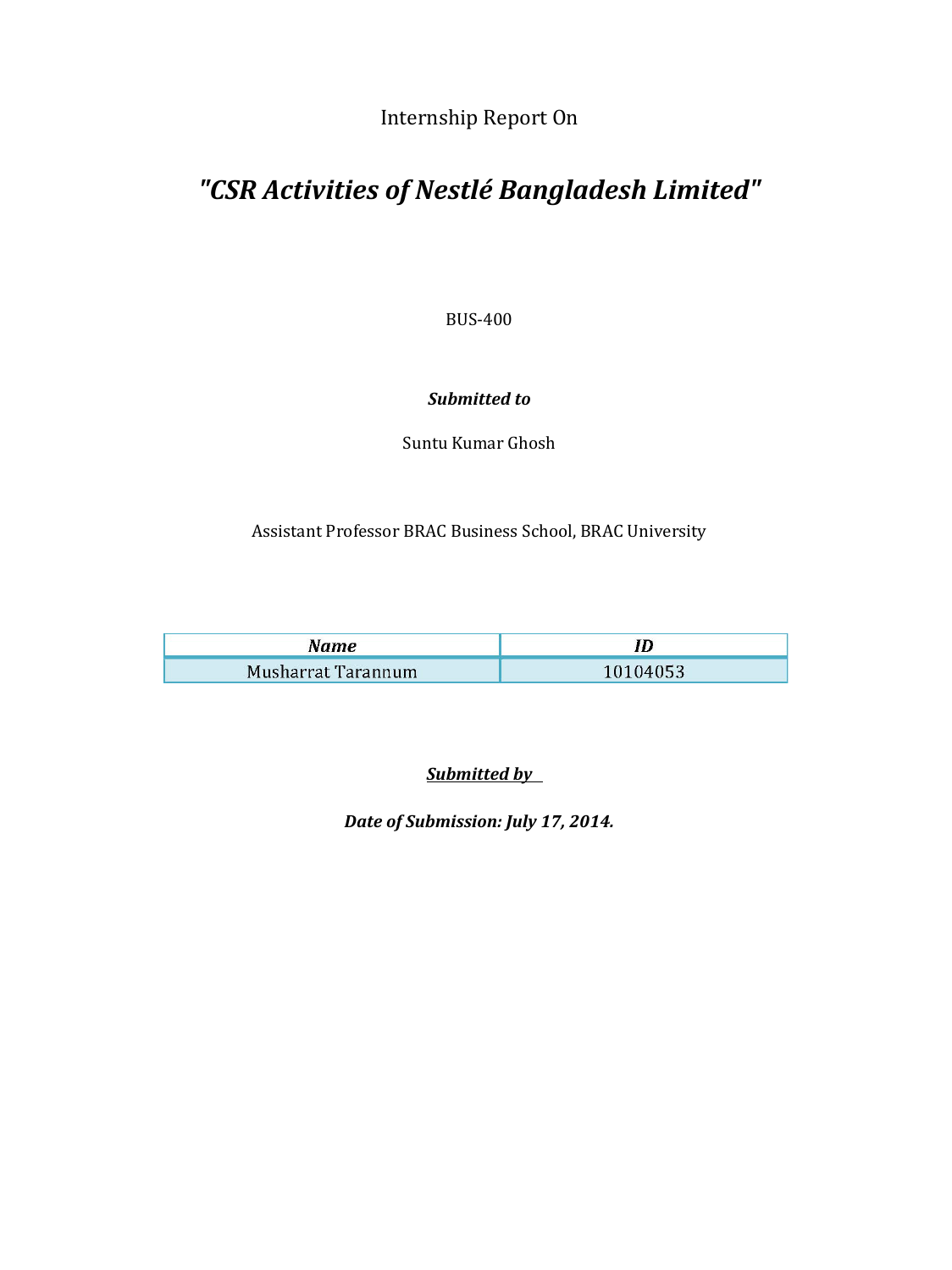Internship Report On

# *"CSR Activities of Nestlé Bangladesh Limited"*

BUS-400

***Submitted to***

Suntu Kumar Ghosh

Assistant Professor BRAC Business School, BRAC University

| *Name* | *ID* |
| --- | --- |
| Musharrat Tarannum | 10104053 |

***Submitted by***

***Date of Submission: July 17, 2014.***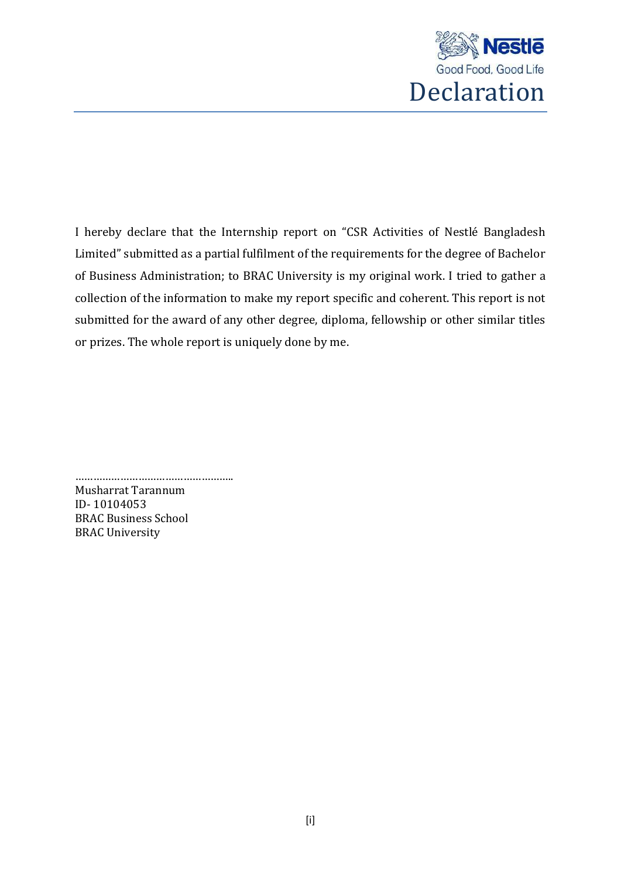# Declaration

I hereby declare that the Internship report on "CSR Activities of Nestlé Bangladesh Limited" submitted as a partial fulfilment of the requirements for the degree of Bachelor of Business Administration; to BRAC University is my original work. I tried to gather a collection of the information to make my report specific and coherent. This report is not submitted for the award of any other degree, diploma, fellowship or other similar titles or prizes. The whole report is uniquely done by me.

…………………………………………..
Musharrat Tarannum
ID- 10104053
BRAC Business School
BRAC University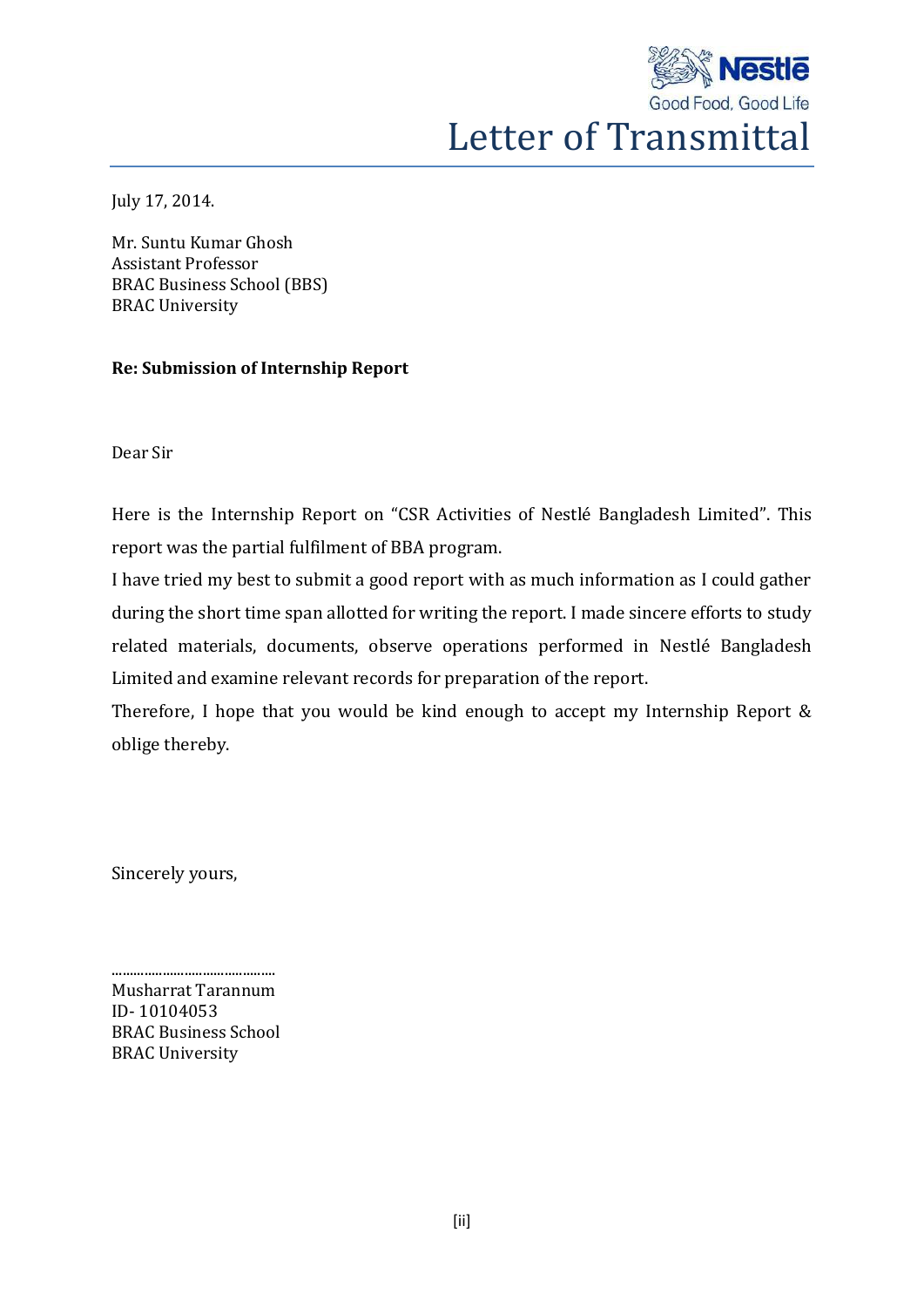# Letter of Transmittal

July 17, 2014.

Mr. Suntu Kumar Ghosh
Assistant Professor
BRAC Business School (BBS)
BRAC University

**Re: Submission of Internship Report**

Dear Sir

Here is the Internship Report on "CSR Activities of Nestlé Bangladesh Limited". This report was the partial fulfilment of BBA program.

I have tried my best to submit a good report with as much information as I could gather during the short time span allotted for writing the report. I made sincere efforts to study related materials, documents, observe operations performed in Nestlé Bangladesh Limited and examine relevant records for preparation of the report.

Therefore, I hope that you would be kind enough to accept my Internship Report & oblige thereby.

Sincerely yours,

..........................................
Musharrat Tarannum
ID- 10104053
BRAC Business School
BRAC University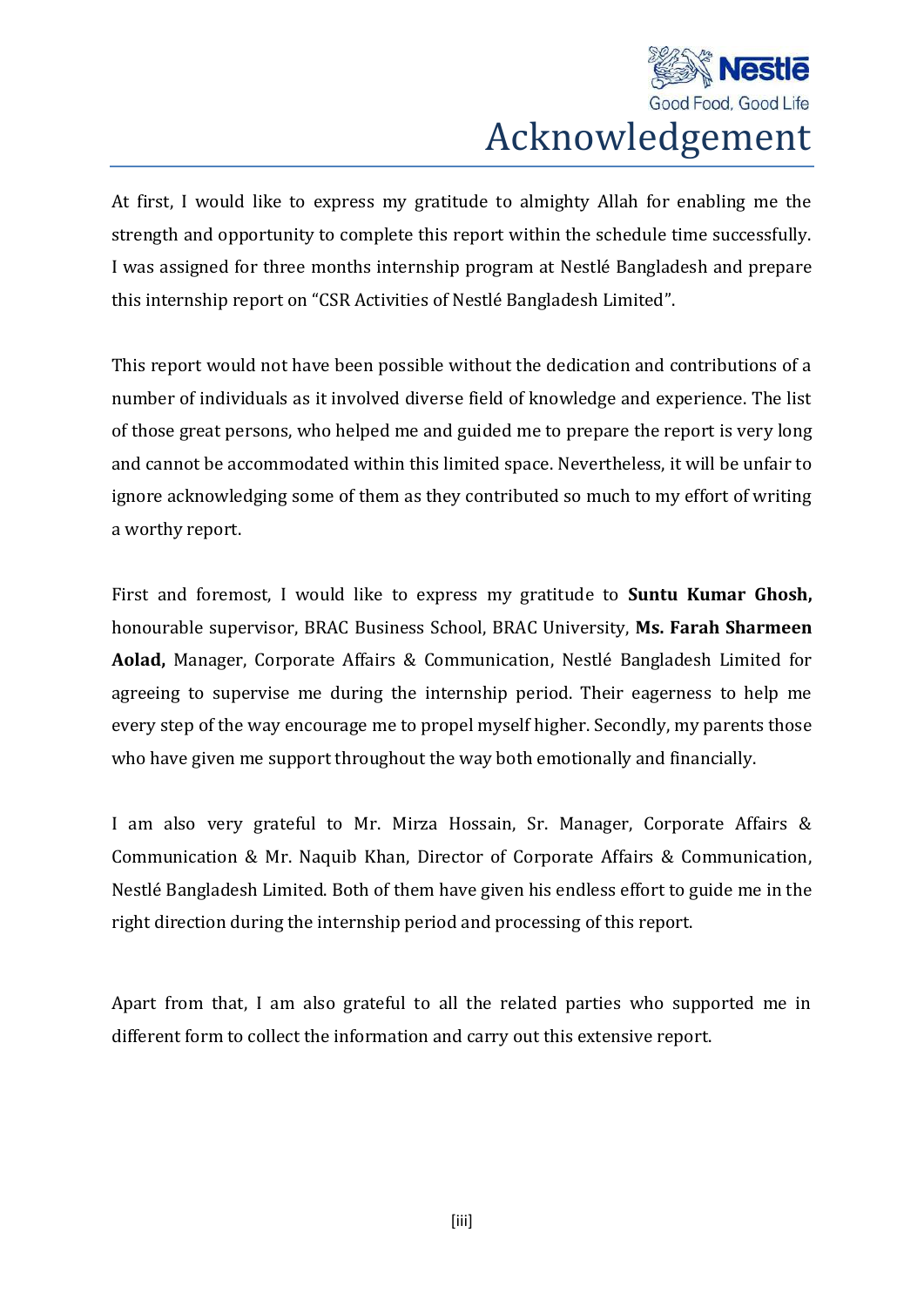# Acknowledgement

At first, I would like to express my gratitude to almighty Allah for enabling me the strength and opportunity to complete this report within the schedule time successfully. I was assigned for three months internship program at Nestlé Bangladesh and prepare this internship report on "CSR Activities of Nestlé Bangladesh Limited".

This report would not have been possible without the dedication and contributions of a number of individuals as it involved diverse field of knowledge and experience. The list of those great persons, who helped me and guided me to prepare the report is very long and cannot be accommodated within this limited space. Nevertheless, it will be unfair to ignore acknowledging some of them as they contributed so much to my effort of writing a worthy report.

First and foremost, I would like to express my gratitude to **Suntu Kumar Ghosh,** honourable supervisor, BRAC Business School, BRAC University, **Ms. Farah Sharmeen Aolad,** Manager, Corporate Affairs & Communication, Nestlé Bangladesh Limited for agreeing to supervise me during the internship period. Their eagerness to help me every step of the way encourage me to propel myself higher. Secondly, my parents those who have given me support throughout the way both emotionally and financially.

I am also very grateful to Mr. Mirza Hossain, Sr. Manager, Corporate Affairs & Communication & Mr. Naquib Khan, Director of Corporate Affairs & Communication, Nestlé Bangladesh Limited. Both of them have given his endless effort to guide me in the right direction during the internship period and processing of this report.

Apart from that, I am also grateful to all the related parties who supported me in different form to collect the information and carry out this extensive report.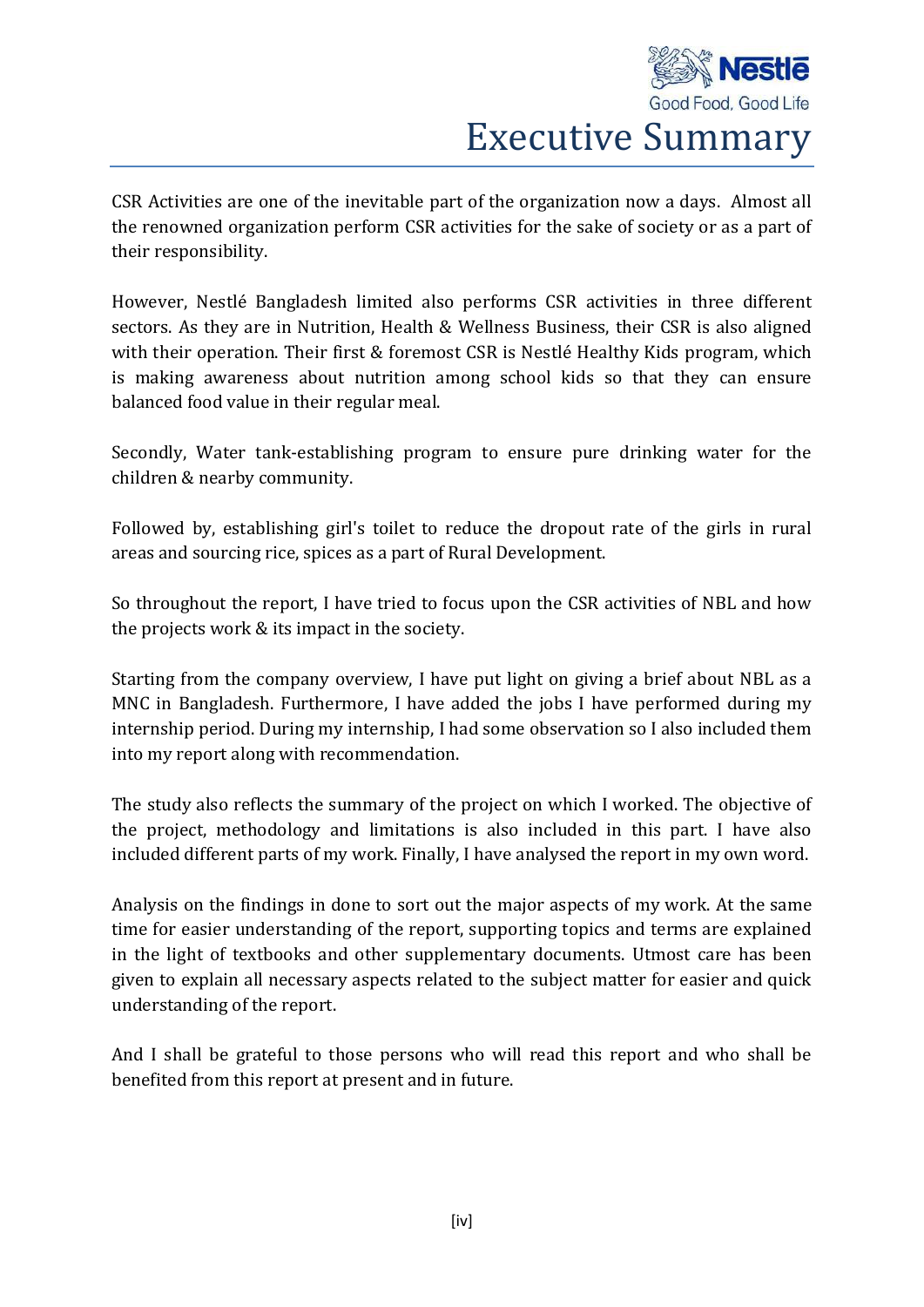# Executive Summary

CSR Activities are one of the inevitable part of the organization now a days. Almost all the renowned organization perform CSR activities for the sake of society or as a part of their responsibility.

However, Nestlé Bangladesh limited also performs CSR activities in three different sectors. As they are in Nutrition, Health & Wellness Business, their CSR is also aligned with their operation. Their first & foremost CSR is Nestlé Healthy Kids program, which is making awareness about nutrition among school kids so that they can ensure balanced food value in their regular meal.

Secondly, Water tank-establishing program to ensure pure drinking water for the children & nearby community.

Followed by, establishing girl's toilet to reduce the dropout rate of the girls in rural areas and sourcing rice, spices as a part of Rural Development.

So throughout the report, I have tried to focus upon the CSR activities of NBL and how the projects work & its impact in the society.

Starting from the company overview, I have put light on giving a brief about NBL as a MNC in Bangladesh. Furthermore, I have added the jobs I have performed during my internship period. During my internship, I had some observation so I also included them into my report along with recommendation.

The study also reflects the summary of the project on which I worked. The objective of the project, methodology and limitations is also included in this part. I have also included different parts of my work. Finally, I have analysed the report in my own word.

Analysis on the findings in done to sort out the major aspects of my work. At the same time for easier understanding of the report, supporting topics and terms are explained in the light of textbooks and other supplementary documents. Utmost care has been given to explain all necessary aspects related to the subject matter for easier and quick understanding of the report.

And I shall be grateful to those persons who will read this report and who shall be benefited from this report at present and in future.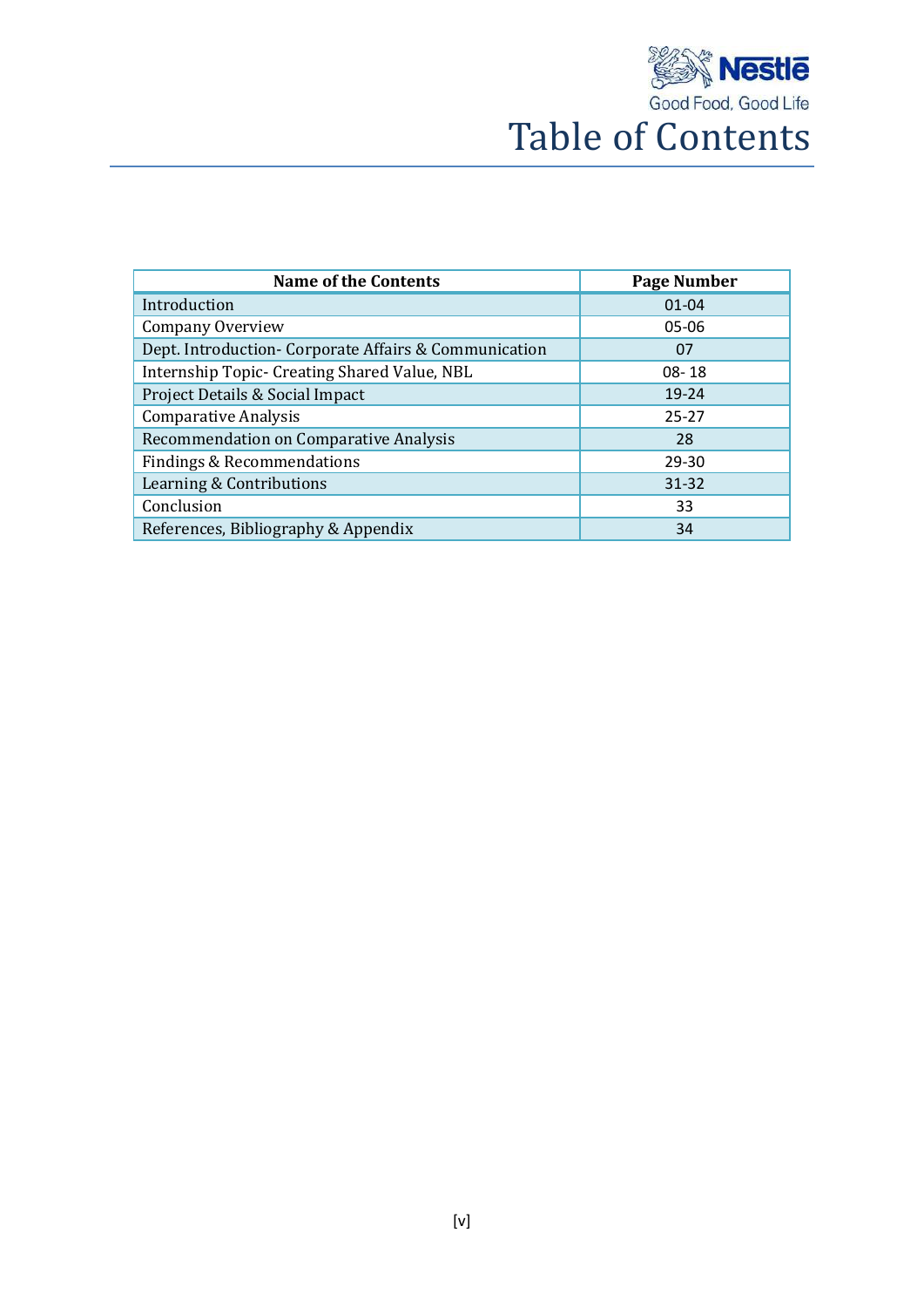# Table of Contents

| Name of the Contents | Page Number |
|---|---|
| Introduction | 01-04 |
| Company Overview | 05-06 |
| Dept. Introduction- Corporate Affairs & Communication | 07 |
| Internship Topic- Creating Shared Value, NBL | 08- 18 |
| Project Details & Social Impact | 19-24 |
| Comparative Analysis | 25-27 |
| Recommendation on Comparative Analysis | 28 |
| Findings & Recommendations | 29-30 |
| Learning & Contributions | 31-32 |
| Conclusion | 33 |
| References, Bibliography & Appendix | 34 |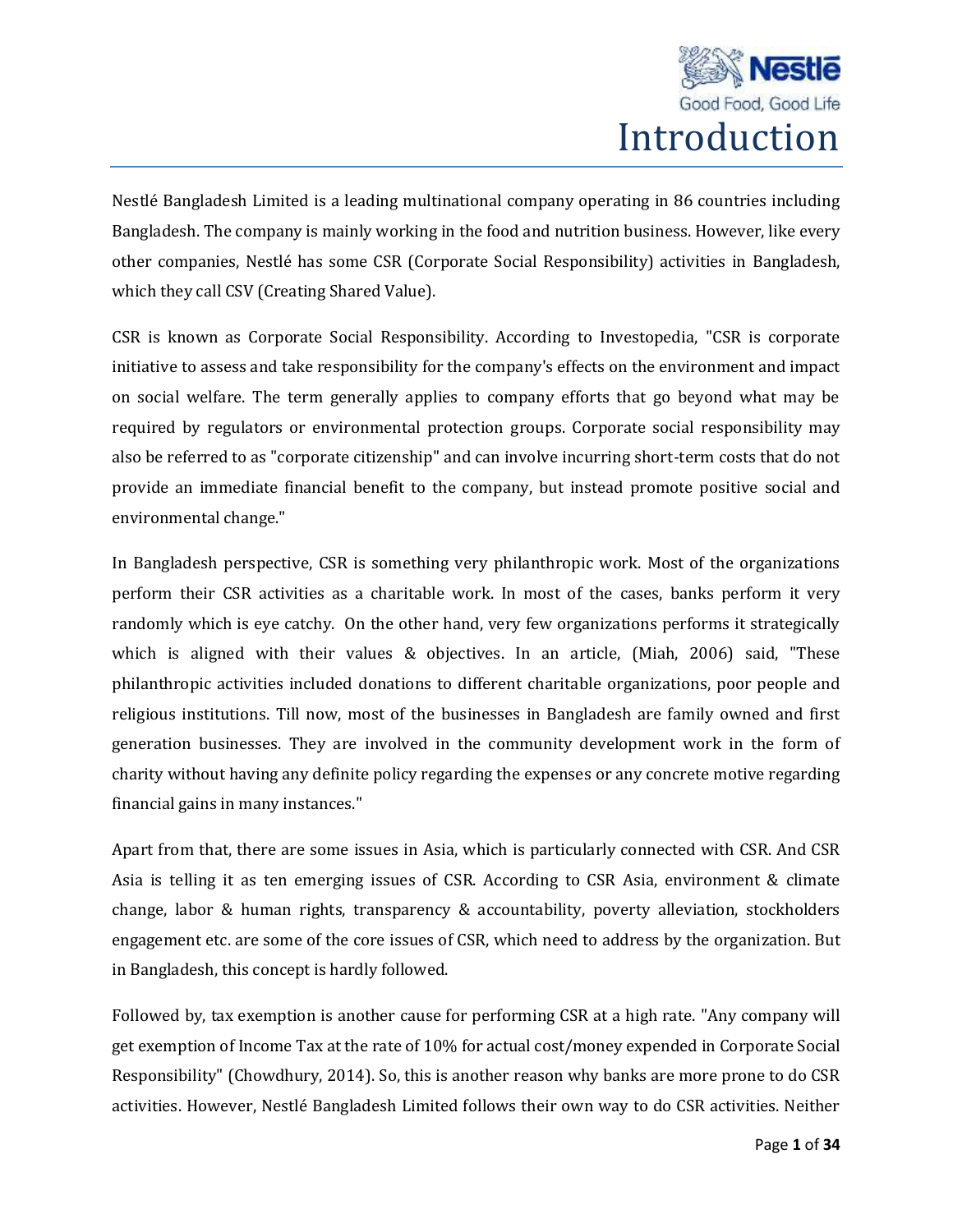# Introduction

Nestlé Bangladesh Limited is a leading multinational company operating in 86 countries including Bangladesh. The company is mainly working in the food and nutrition business. However, like every other companies, Nestlé has some CSR (Corporate Social Responsibility) activities in Bangladesh, which they call CSV (Creating Shared Value).

CSR is known as Corporate Social Responsibility. According to Investopedia, "CSR is corporate initiative to assess and take responsibility for the company's effects on the environment and impact on social welfare. The term generally applies to company efforts that go beyond what may be required by regulators or environmental protection groups. Corporate social responsibility may also be referred to as "corporate citizenship" and can involve incurring short-term costs that do not provide an immediate financial benefit to the company, but instead promote positive social and environmental change."

In Bangladesh perspective, CSR is something very philanthropic work. Most of the organizations perform their CSR activities as a charitable work. In most of the cases, banks perform it very randomly which is eye catchy. On the other hand, very few organizations performs it strategically which is aligned with their values & objectives. In an article, (Miah, 2006) said, "These philanthropic activities included donations to different charitable organizations, poor people and religious institutions. Till now, most of the businesses in Bangladesh are family owned and first generation businesses. They are involved in the community development work in the form of charity without having any definite policy regarding the expenses or any concrete motive regarding financial gains in many instances."

Apart from that, there are some issues in Asia, which is particularly connected with CSR. And CSR Asia is telling it as ten emerging issues of CSR. According to CSR Asia, environment & climate change, labor & human rights, transparency & accountability, poverty alleviation, stockholders engagement etc. are some of the core issues of CSR, which need to address by the organization. But in Bangladesh, this concept is hardly followed.

Followed by, tax exemption is another cause for performing CSR at a high rate. "Any company will get exemption of Income Tax at the rate of 10% for actual cost/money expended in Corporate Social Responsibility" (Chowdhury, 2014). So, this is another reason why banks are more prone to do CSR activities. However, Nestlé Bangladesh Limited follows their own way to do CSR activities. Neither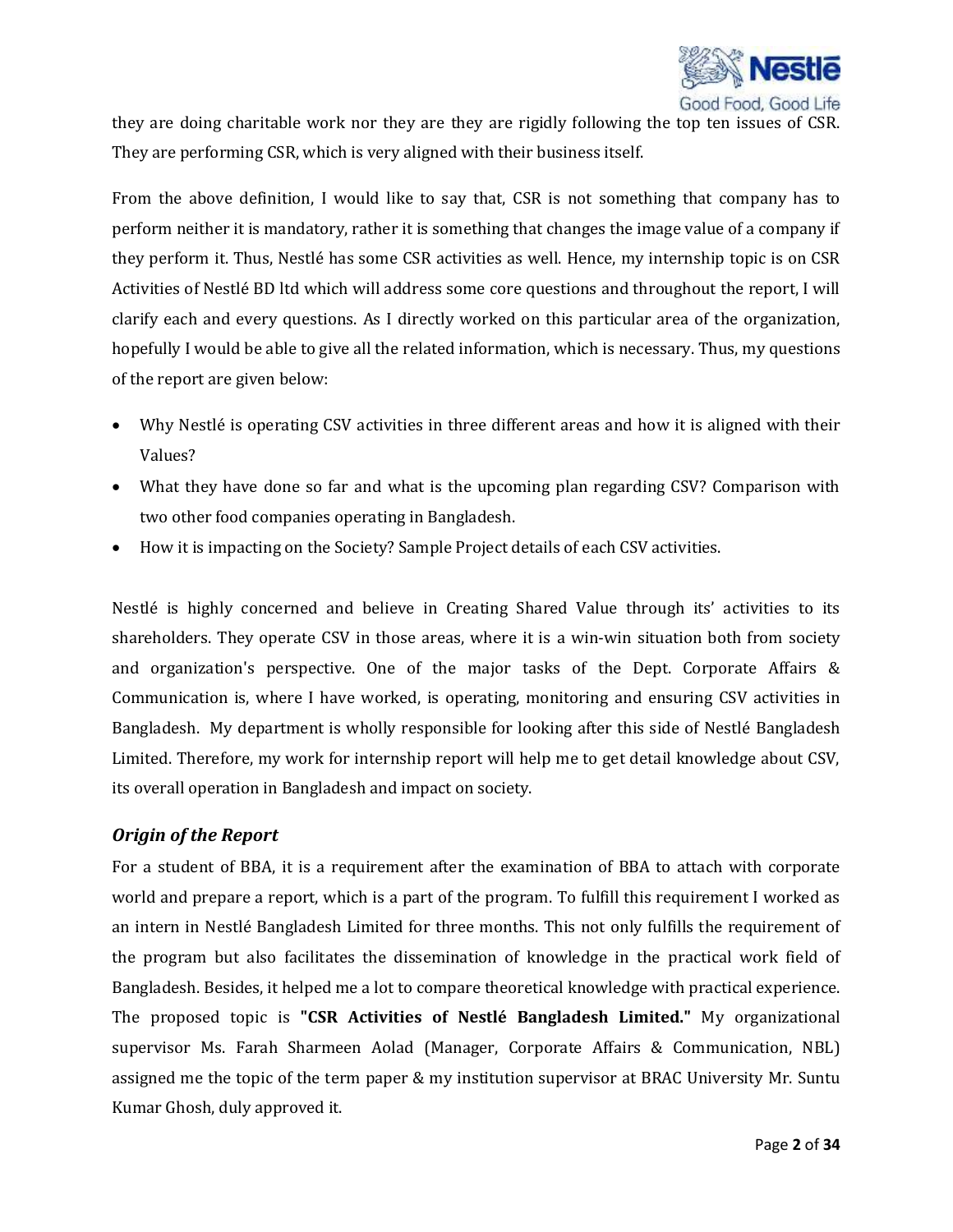they are doing charitable work nor they are they are rigidly following the top ten issues of CSR. They are performing CSR, which is very aligned with their business itself.

From the above definition, I would like to say that, CSR is not something that company has to perform neither it is mandatory, rather it is something that changes the image value of a company if they perform it. Thus, Nestlé has some CSR activities as well. Hence, my internship topic is on CSR Activities of Nestlé BD ltd which will address some core questions and throughout the report, I will clarify each and every questions. As I directly worked on this particular area of the organization, hopefully I would be able to give all the related information, which is necessary. Thus, my questions of the report are given below:

- Why Nestlé is operating CSV activities in three different areas and how it is aligned with their Values?
- What they have done so far and what is the upcoming plan regarding CSV? Comparison with two other food companies operating in Bangladesh.
- How it is impacting on the Society? Sample Project details of each CSV activities.

Nestlé is highly concerned and believe in Creating Shared Value through its' activities to its shareholders. They operate CSV in those areas, where it is a win-win situation both from society and organization's perspective. One of the major tasks of the Dept. Corporate Affairs & Communication is, where I have worked, is operating, monitoring and ensuring CSV activities in Bangladesh. My department is wholly responsible for looking after this side of Nestlé Bangladesh Limited. Therefore, my work for internship report will help me to get detail knowledge about CSV, its overall operation in Bangladesh and impact on society.

### *Origin of the Report*

For a student of BBA, it is a requirement after the examination of BBA to attach with corporate world and prepare a report, which is a part of the program. To fulfill this requirement I worked as an intern in Nestlé Bangladesh Limited for three months. This not only fulfills the requirement of the program but also facilitates the dissemination of knowledge in the practical work field of Bangladesh. Besides, it helped me a lot to compare theoretical knowledge with practical experience. The proposed topic is **"CSR Activities of Nestlé Bangladesh Limited."** My organizational supervisor Ms. Farah Sharmeen Aolad (Manager, Corporate Affairs & Communication, NBL) assigned me the topic of the term paper & my institution supervisor at BRAC University Mr. Suntu Kumar Ghosh, duly approved it.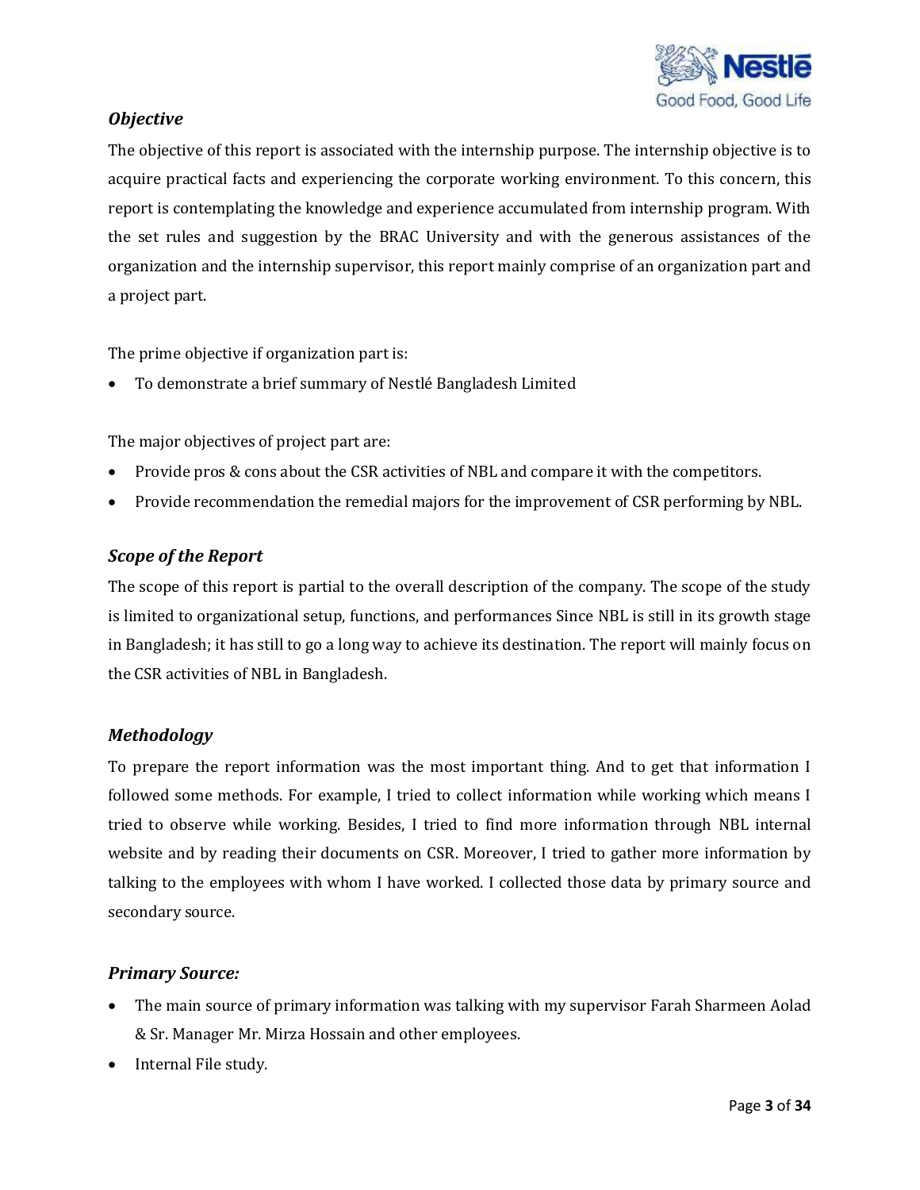### *Objective*

The objective of this report is associated with the internship purpose. The internship objective is to acquire practical facts and experiencing the corporate working environment. To this concern, this report is contemplating the knowledge and experience accumulated from internship program. With the set rules and suggestion by the BRAC University and with the generous assistances of the organization and the internship supervisor, this report mainly comprise of an organization part and a project part.

The prime objective if organization part is:

- To demonstrate a brief summary of Nestlé Bangladesh Limited

The major objectives of project part are:

- Provide pros & cons about the CSR activities of NBL and compare it with the competitors.
- Provide recommendation the remedial majors for the improvement of CSR performing by NBL.

### *Scope of the Report*

The scope of this report is partial to the overall description of the company. The scope of the study is limited to organizational setup, functions, and performances Since NBL is still in its growth stage in Bangladesh; it has still to go a long way to achieve its destination. The report will mainly focus on the CSR activities of NBL in Bangladesh.

### *Methodology*

To prepare the report information was the most important thing. And to get that information I followed some methods. For example, I tried to collect information while working which means I tried to observe while working. Besides, I tried to find more information through NBL internal website and by reading their documents on CSR. Moreover, I tried to gather more information by talking to the employees with whom I have worked. I collected those data by primary source and secondary source.

### *Primary Source:*

- The main source of primary information was talking with my supervisor Farah Sharmeen Aolad & Sr. Manager Mr. Mirza Hossain and other employees.
- Internal File study.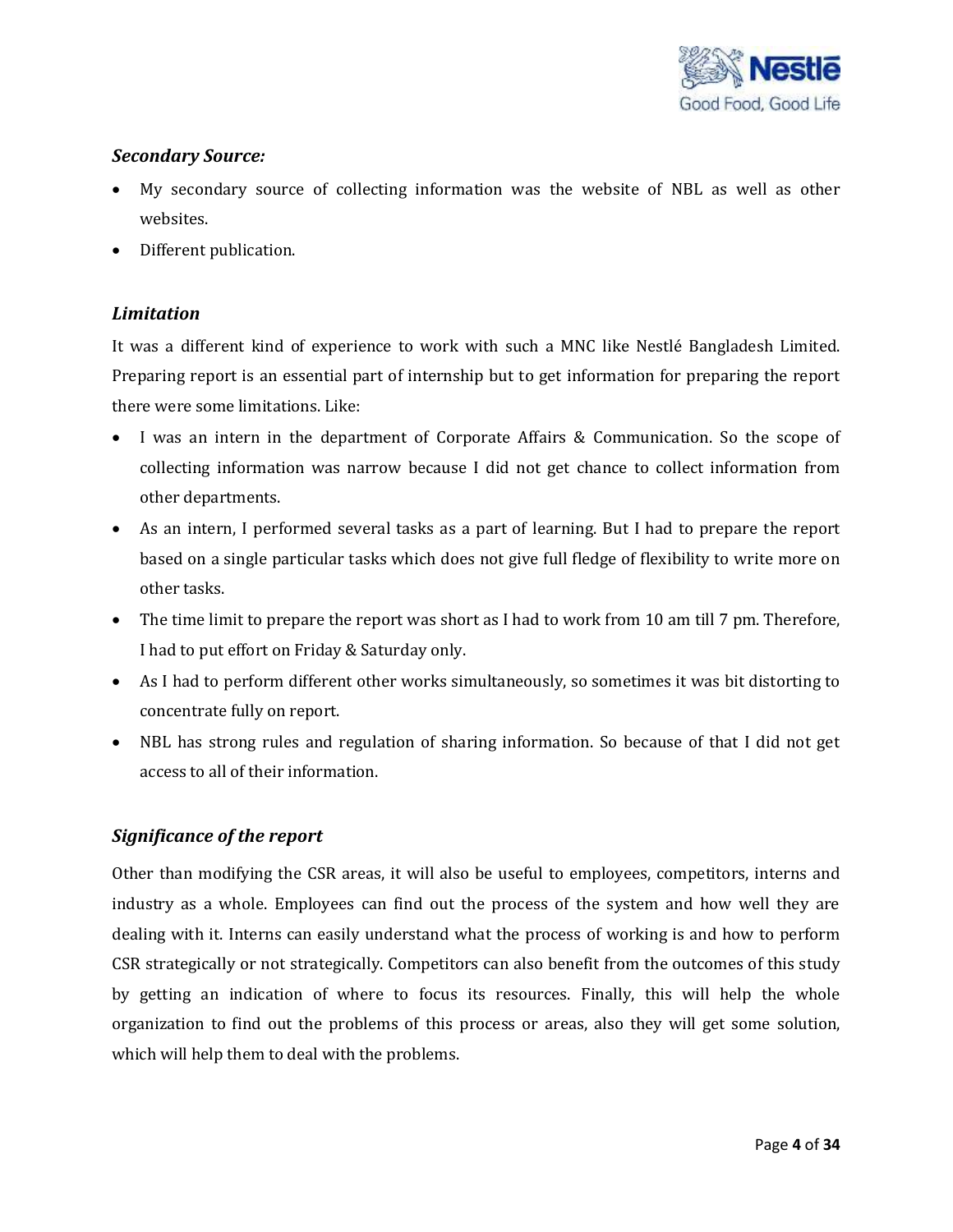### *Secondary Source:*

- My secondary source of collecting information was the website of NBL as well as other websites.
- Different publication.

### *Limitation*

It was a different kind of experience to work with such a MNC like Nestlé Bangladesh Limited. Preparing report is an essential part of internship but to get information for preparing the report there were some limitations. Like:

- I was an intern in the department of Corporate Affairs & Communication. So the scope of collecting information was narrow because I did not get chance to collect information from other departments.
- As an intern, I performed several tasks as a part of learning. But I had to prepare the report based on a single particular tasks which does not give full fledge of flexibility to write more on other tasks.
- The time limit to prepare the report was short as I had to work from 10 am till 7 pm. Therefore, I had to put effort on Friday & Saturday only.
- As I had to perform different other works simultaneously, so sometimes it was bit distorting to concentrate fully on report.
- NBL has strong rules and regulation of sharing information. So because of that I did not get access to all of their information.

### *Significance of the report*

Other than modifying the CSR areas, it will also be useful to employees, competitors, interns and industry as a whole. Employees can find out the process of the system and how well they are dealing with it. Interns can easily understand what the process of working is and how to perform CSR strategically or not strategically. Competitors can also benefit from the outcomes of this study by getting an indication of where to focus its resources. Finally, this will help the whole organization to find out the problems of this process or areas, also they will get some solution, which will help them to deal with the problems.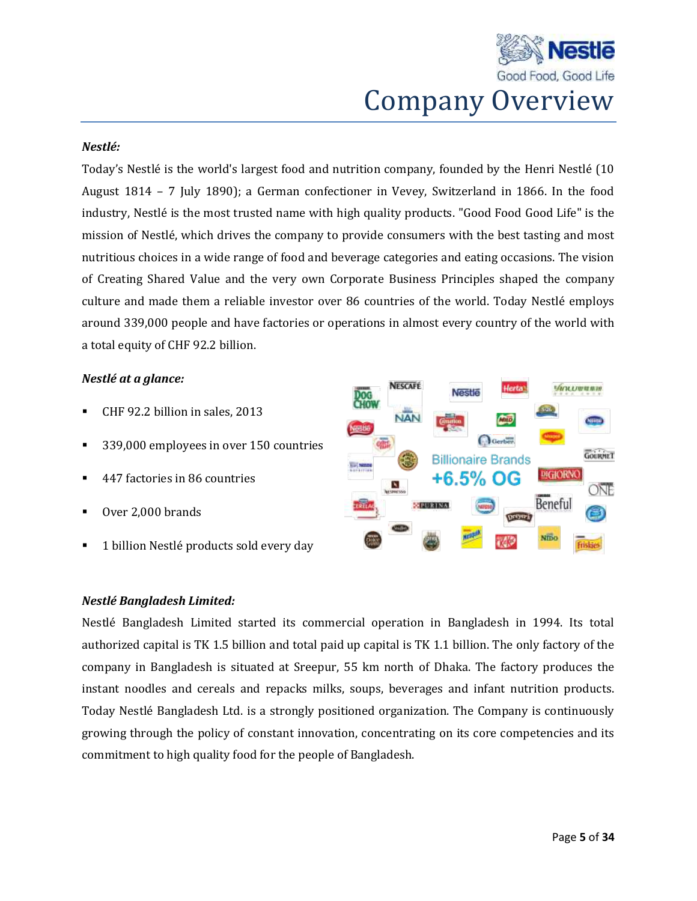# Company Overview

***Nestlé:***

Today's Nestlé is the world's largest food and nutrition company, founded by the Henri Nestlé (10 August 1814 – 7 July 1890); a German confectioner in Vevey, Switzerland in 1866. In the food industry, Nestlé is the most trusted name with high quality products. "Good Food Good Life" is the mission of Nestlé, which drives the company to provide consumers with the best tasting and most nutritious choices in a wide range of food and beverage categories and eating occasions. The vision of Creating Shared Value and the very own Corporate Business Principles shaped the company culture and made them a reliable investor over 86 countries of the world. Today Nestlé employs around 339,000 people and have factories or operations in almost every country of the world with a total equity of CHF 92.2 billion.

***Nestlé at a glance:***

- CHF 92.2 billion in sales, 2013
- 339,000 employees in over 150 countries
- 447 factories in 86 countries
- Over 2,000 brands
- 1 billion Nestlé products sold every day

***Nestlé Bangladesh Limited:***

Nestlé Bangladesh Limited started its commercial operation in Bangladesh in 1994. Its total authorized capital is TK 1.5 billion and total paid up capital is TK 1.1 billion. The only factory of the company in Bangladesh is situated at Sreepur, 55 km north of Dhaka. The factory produces the instant noodles and cereals and repacks milks, soups, beverages and infant nutrition products. Today Nestlé Bangladesh Ltd. is a strongly positioned organization. The Company is continuously growing through the policy of constant innovation, concentrating on its core competencies and its commitment to high quality food for the people of Bangladesh.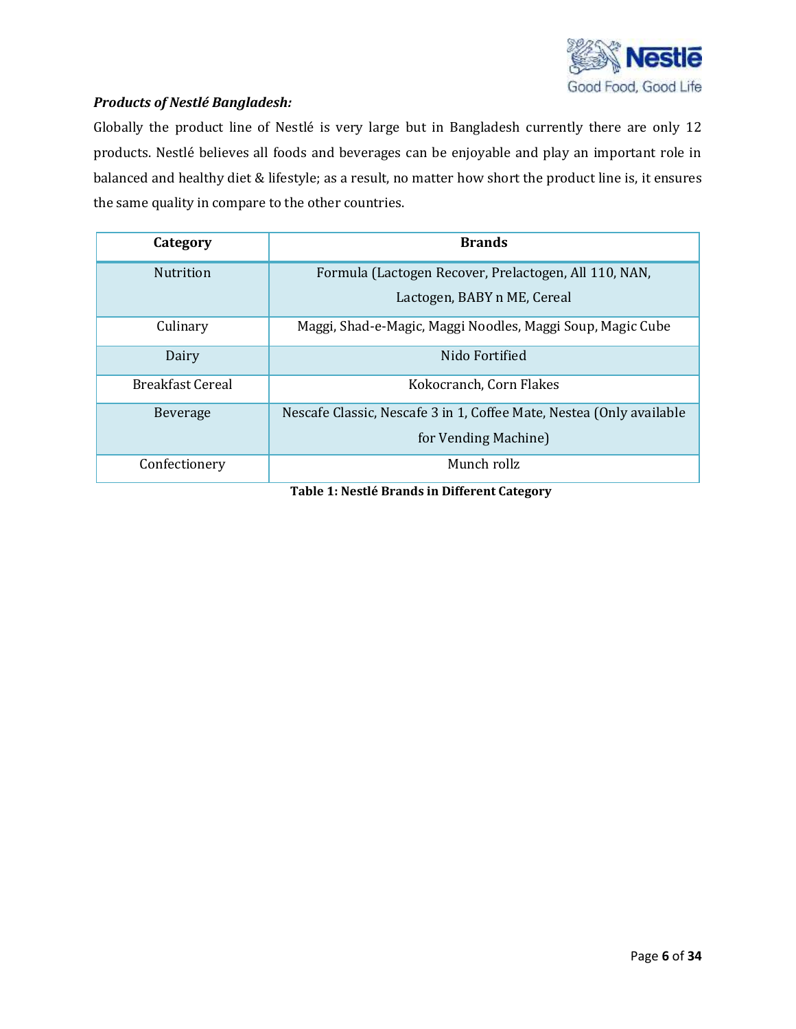***Products of Nestlé Bangladesh:***

Globally the product line of Nestlé is very large but in Bangladesh currently there are only 12 products. Nestlé believes all foods and beverages can be enjoyable and play an important role in balanced and healthy diet & lifestyle; as a result, no matter how short the product line is, it ensures the same quality in compare to the other countries.

| Category | Brands |
|---|---|
| Nutrition | Formula (Lactogen Recover, Prelactogen, All 110, NAN, Lactogen, BABY n ME, Cereal |
| Culinary | Maggi, Shad-e-Magic, Maggi Noodles, Maggi Soup, Magic Cube |
| Dairy | Nido Fortified |
| Breakfast Cereal | Kokocranch, Corn Flakes |
| Beverage | Nescafe Classic, Nescafe 3 in 1, Coffee Mate, Nestea (Only available for Vending Machine) |
| Confectionery | Munch rollz |

**Table 1: Nestlé Brands in Different Category**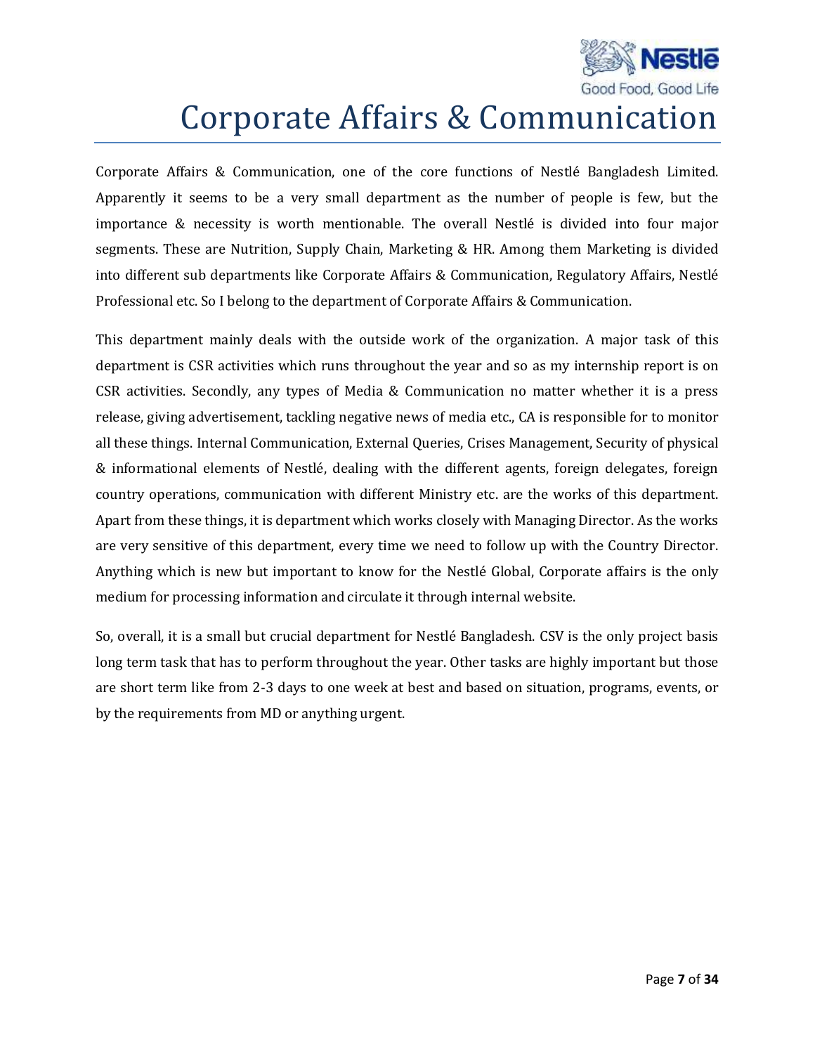# Corporate Affairs & Communication

Corporate Affairs & Communication, one of the core functions of Nestlé Bangladesh Limited. Apparently it seems to be a very small department as the number of people is few, but the importance & necessity is worth mentionable. The overall Nestlé is divided into four major segments. These are Nutrition, Supply Chain, Marketing & HR. Among them Marketing is divided into different sub departments like Corporate Affairs & Communication, Regulatory Affairs, Nestlé Professional etc. So I belong to the department of Corporate Affairs & Communication.

This department mainly deals with the outside work of the organization. A major task of this department is CSR activities which runs throughout the year and so as my internship report is on CSR activities. Secondly, any types of Media & Communication no matter whether it is a press release, giving advertisement, tackling negative news of media etc., CA is responsible for to monitor all these things. Internal Communication, External Queries, Crises Management, Security of physical & informational elements of Nestlé, dealing with the different agents, foreign delegates, foreign country operations, communication with different Ministry etc. are the works of this department. Apart from these things, it is department which works closely with Managing Director. As the works are very sensitive of this department, every time we need to follow up with the Country Director. Anything which is new but important to know for the Nestlé Global, Corporate affairs is the only medium for processing information and circulate it through internal website.

So, overall, it is a small but crucial department for Nestlé Bangladesh. CSV is the only project basis long term task that has to perform throughout the year. Other tasks are highly important but those are short term like from 2-3 days to one week at best and based on situation, programs, events, or by the requirements from MD or anything urgent.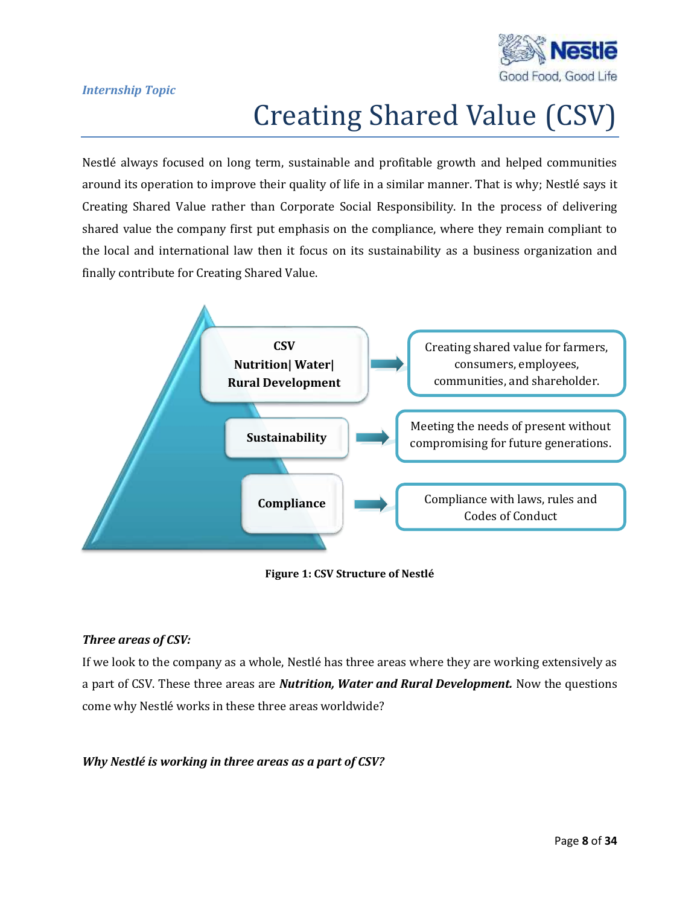*Internship Topic*

# Creating Shared Value (CSV)

Nestlé always focused on long term, sustainable and profitable growth and helped communities around its operation to improve their quality of life in a similar manner. That is why; Nestlé says it Creating Shared Value rather than Corporate Social Responsibility. In the process of delivering shared value the company first put emphasis on the compliance, where they remain compliant to the local and international law then it focus on its sustainability as a business organization and finally contribute for Creating Shared Value.

**CSV**
**Nutrition| Water| Rural Development** → Creating shared value for farmers, consumers, employees, communities, and shareholder.

**Sustainability** → Meeting the needs of present without compromising for future generations.

**Compliance** → Compliance with laws, rules and Codes of Conduct

**Figure 1: CSV Structure of Nestlé**

***Three areas of CSV:***

If we look to the company as a whole, Nestlé has three areas where they are working extensively as a part of CSV. These three areas are ***Nutrition, Water and Rural Development.*** Now the questions come why Nestlé works in these three areas worldwide?

***Why Nestlé is working in three areas as a part of CSV?***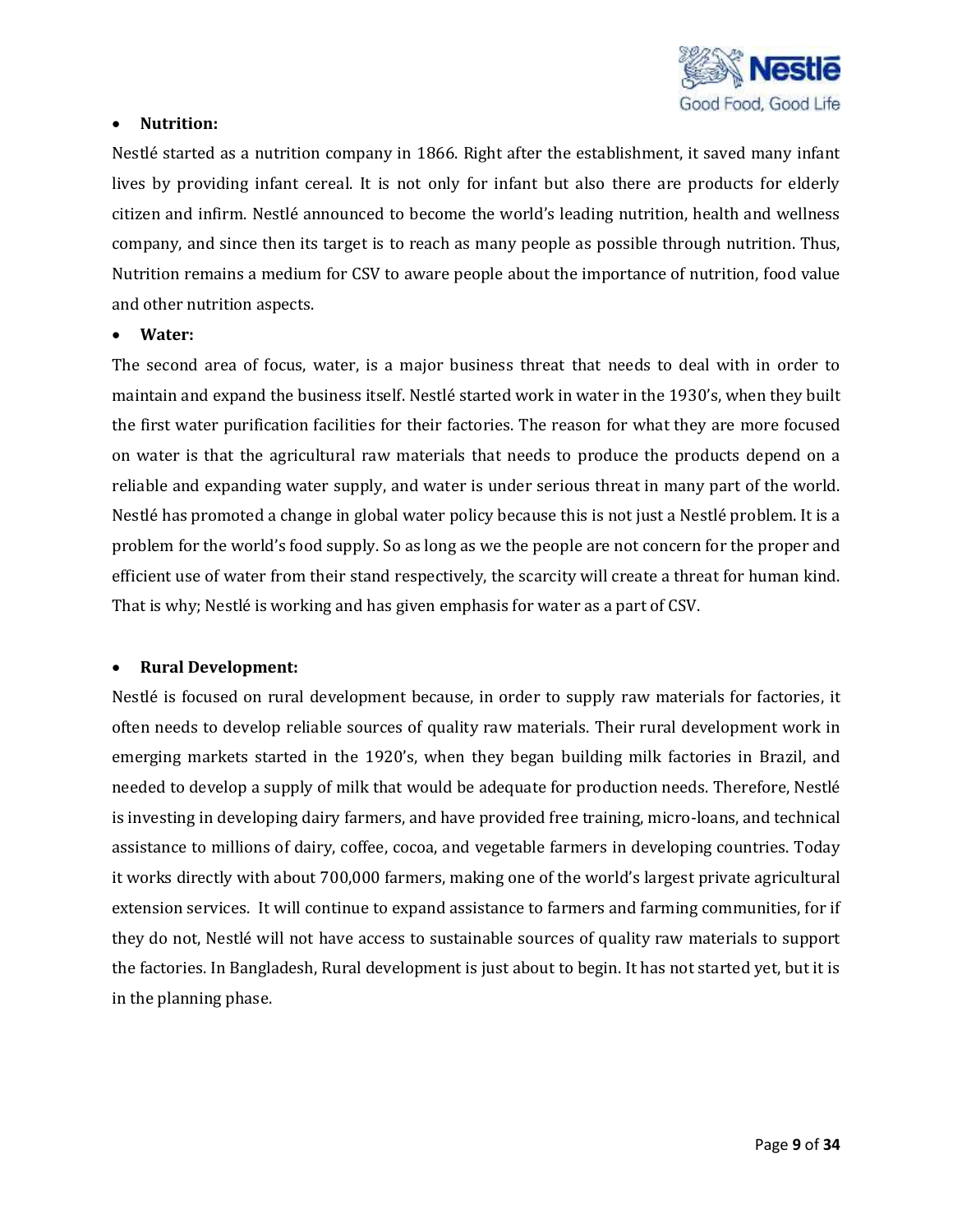- **Nutrition:**

Nestlé started as a nutrition company in 1866. Right after the establishment, it saved many infant lives by providing infant cereal. It is not only for infant but also there are products for elderly citizen and infirm. Nestlé announced to become the world's leading nutrition, health and wellness company, and since then its target is to reach as many people as possible through nutrition. Thus, Nutrition remains a medium for CSV to aware people about the importance of nutrition, food value and other nutrition aspects.

- **Water:**

The second area of focus, water, is a major business threat that needs to deal with in order to maintain and expand the business itself. Nestlé started work in water in the 1930's, when they built the first water purification facilities for their factories. The reason for what they are more focused on water is that the agricultural raw materials that needs to produce the products depend on a reliable and expanding water supply, and water is under serious threat in many part of the world. Nestlé has promoted a change in global water policy because this is not just a Nestlé problem. It is a problem for the world's food supply. So as long as we the people are not concern for the proper and efficient use of water from their stand respectively, the scarcity will create a threat for human kind. That is why; Nestlé is working and has given emphasis for water as a part of CSV.

- **Rural Development:**

Nestlé is focused on rural development because, in order to supply raw materials for factories, it often needs to develop reliable sources of quality raw materials. Their rural development work in emerging markets started in the 1920's, when they began building milk factories in Brazil, and needed to develop a supply of milk that would be adequate for production needs. Therefore, Nestlé is investing in developing dairy farmers, and have provided free training, micro-loans, and technical assistance to millions of dairy, coffee, cocoa, and vegetable farmers in developing countries. Today it works directly with about 700,000 farmers, making one of the world's largest private agricultural extension services. It will continue to expand assistance to farmers and farming communities, for if they do not, Nestlé will not have access to sustainable sources of quality raw materials to support the factories. In Bangladesh, Rural development is just about to begin. It has not started yet, but it is in the planning phase.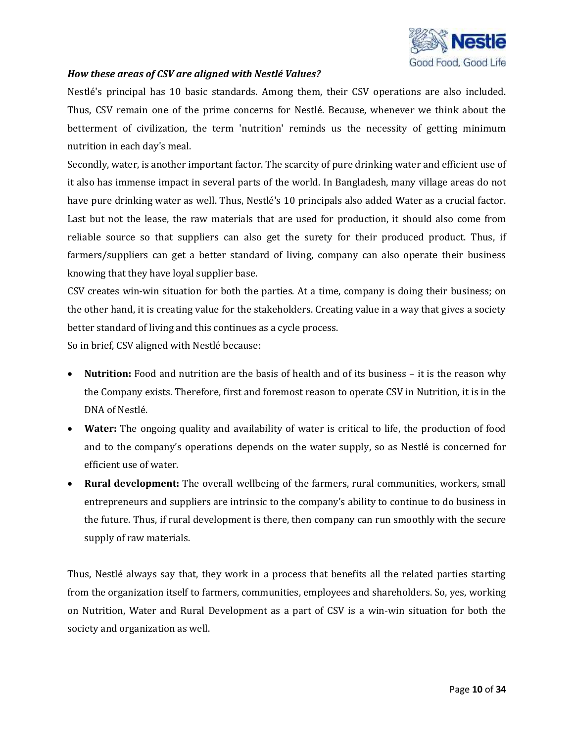***How these areas of CSV are aligned with Nestlé Values?***

Nestlé's principal has 10 basic standards. Among them, their CSV operations are also included. Thus, CSV remain one of the prime concerns for Nestlé. Because, whenever we think about the betterment of civilization, the term 'nutrition' reminds us the necessity of getting minimum nutrition in each day's meal.

Secondly, water, is another important factor. The scarcity of pure drinking water and efficient use of it also has immense impact in several parts of the world. In Bangladesh, many village areas do not have pure drinking water as well. Thus, Nestlé's 10 principals also added Water as a crucial factor. Last but not the lease, the raw materials that are used for production, it should also come from reliable source so that suppliers can also get the surety for their produced product. Thus, if farmers/suppliers can get a better standard of living, company can also operate their business knowing that they have loyal supplier base.

CSV creates win-win situation for both the parties. At a time, company is doing their business; on the other hand, it is creating value for the stakeholders. Creating value in a way that gives a society better standard of living and this continues as a cycle process.

So in brief, CSV aligned with Nestlé because:

- **Nutrition:** Food and nutrition are the basis of health and of its business – it is the reason why the Company exists. Therefore, first and foremost reason to operate CSV in Nutrition, it is in the DNA of Nestlé.
- **Water:** The ongoing quality and availability of water is critical to life, the production of food and to the company's operations depends on the water supply, so as Nestlé is concerned for efficient use of water.
- **Rural development:** The overall wellbeing of the farmers, rural communities, workers, small entrepreneurs and suppliers are intrinsic to the company's ability to continue to do business in the future. Thus, if rural development is there, then company can run smoothly with the secure supply of raw materials.

Thus, Nestlé always say that, they work in a process that benefits all the related parties starting from the organization itself to farmers, communities, employees and shareholders. So, yes, working on Nutrition, Water and Rural Development as a part of CSV is a win-win situation for both the society and organization as well.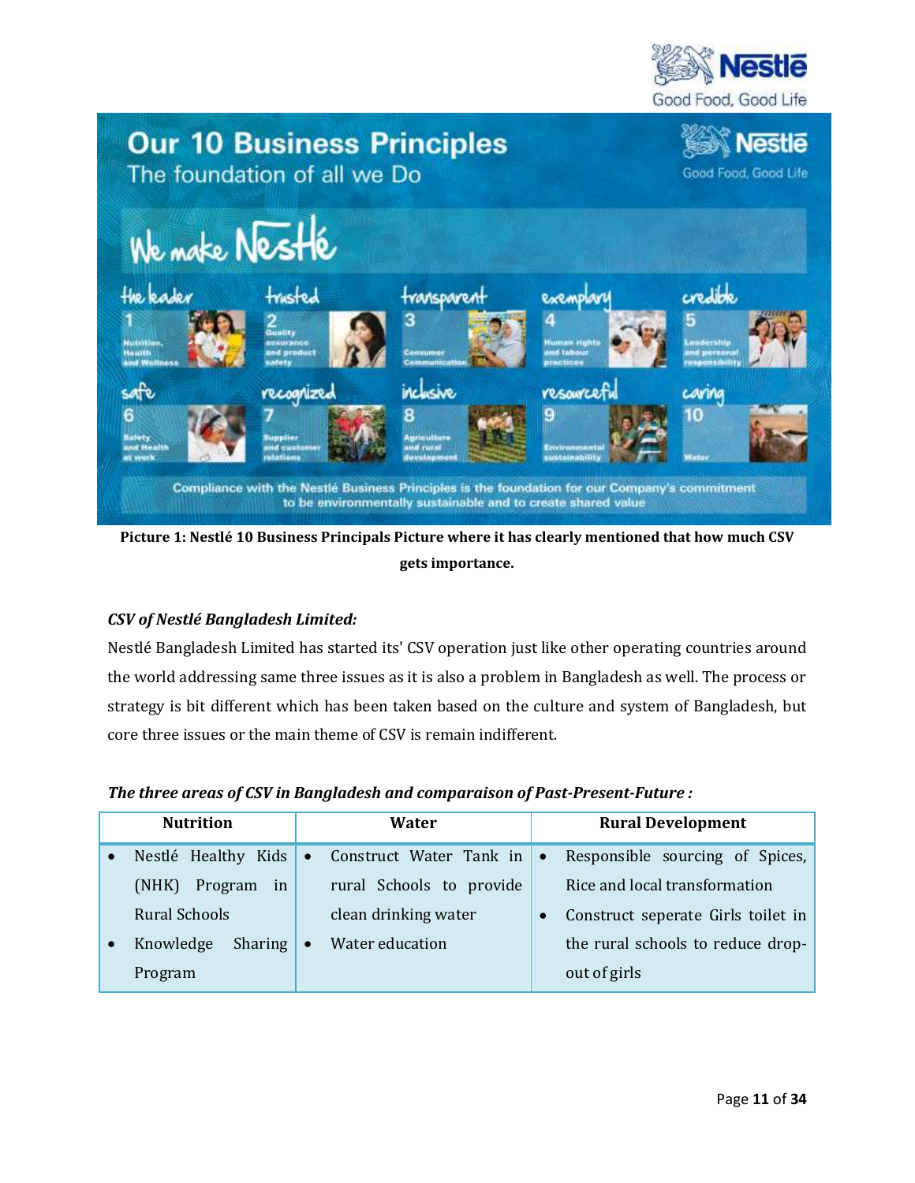Picture 1: Nestlé 10 Business Principals Picture where it has clearly mentioned that how much CSV gets importance.

***CSV of Nestlé Bangladesh Limited:***

Nestlé Bangladesh Limited has started its' CSV operation just like other operating countries around the world addressing same three issues as it is also a problem in Bangladesh as well. The process or strategy is bit different which has been taken based on the culture and system of Bangladesh, but core three issues or the main theme of CSV is remain indifferent.

***The three areas of CSV in Bangladesh and comparaison of Past-Present-Future :***

| Nutrition | Water | Rural Development |
|---|---|---|
| • Nestlé Healthy Kids (NHK) Program in Rural Schools<br>• Knowledge Sharing Program | • Construct Water Tank in rural Schools to provide clean drinking water<br>• Water education | • Responsible sourcing of Spices, Rice and local transformation<br>• Construct seperate Girls toilet in the rural schools to reduce drop-out of girls |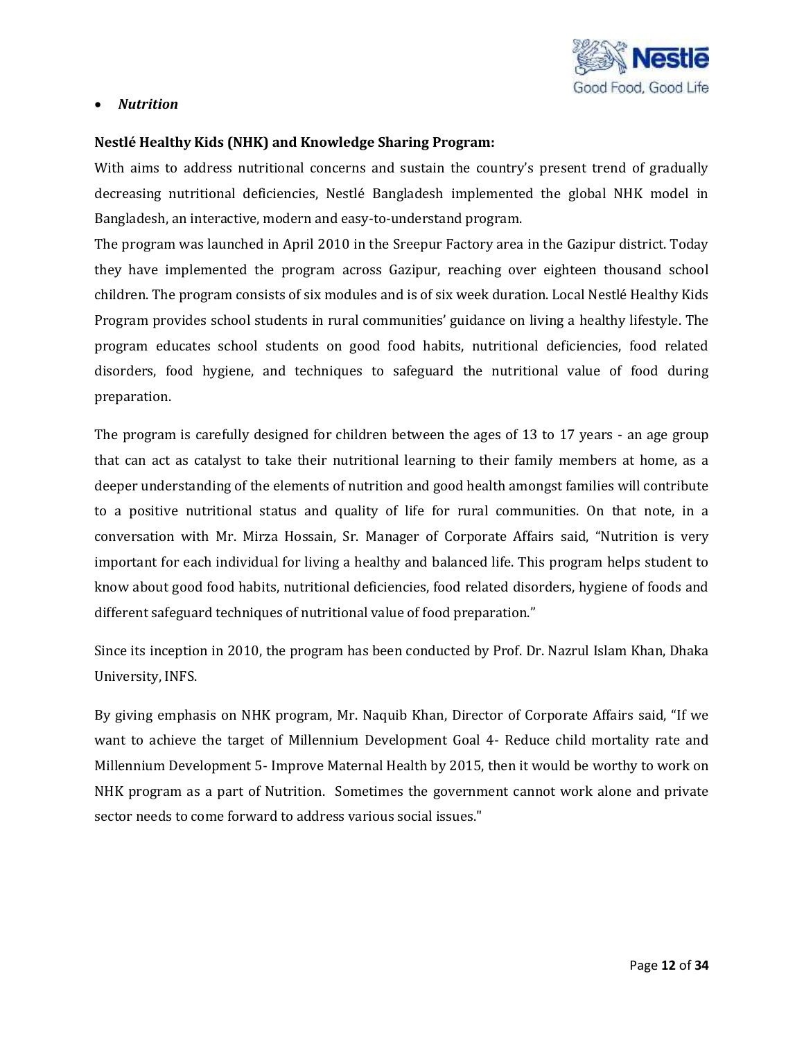- ***Nutrition***

**Nestlé Healthy Kids (NHK) and Knowledge Sharing Program:**

With aims to address nutritional concerns and sustain the country's present trend of gradually decreasing nutritional deficiencies, Nestlé Bangladesh implemented the global NHK model in Bangladesh, an interactive, modern and easy-to-understand program.

The program was launched in April 2010 in the Sreepur Factory area in the Gazipur district. Today they have implemented the program across Gazipur, reaching over eighteen thousand school children. The program consists of six modules and is of six week duration. Local Nestlé Healthy Kids Program provides school students in rural communities' guidance on living a healthy lifestyle. The program educates school students on good food habits, nutritional deficiencies, food related disorders, food hygiene, and techniques to safeguard the nutritional value of food during preparation.

The program is carefully designed for children between the ages of 13 to 17 years - an age group that can act as catalyst to take their nutritional learning to their family members at home, as a deeper understanding of the elements of nutrition and good health amongst families will contribute to a positive nutritional status and quality of life for rural communities. On that note, in a conversation with Mr. Mirza Hossain, Sr. Manager of Corporate Affairs said, "Nutrition is very important for each individual for living a healthy and balanced life. This program helps student to know about good food habits, nutritional deficiencies, food related disorders, hygiene of foods and different safeguard techniques of nutritional value of food preparation."

Since its inception in 2010, the program has been conducted by Prof. Dr. Nazrul Islam Khan, Dhaka University, INFS.

By giving emphasis on NHK program, Mr. Naquib Khan, Director of Corporate Affairs said, "If we want to achieve the target of Millennium Development Goal 4- Reduce child mortality rate and Millennium Development 5- Improve Maternal Health by 2015, then it would be worthy to work on NHK program as a part of Nutrition. Sometimes the government cannot work alone and private sector needs to come forward to address various social issues."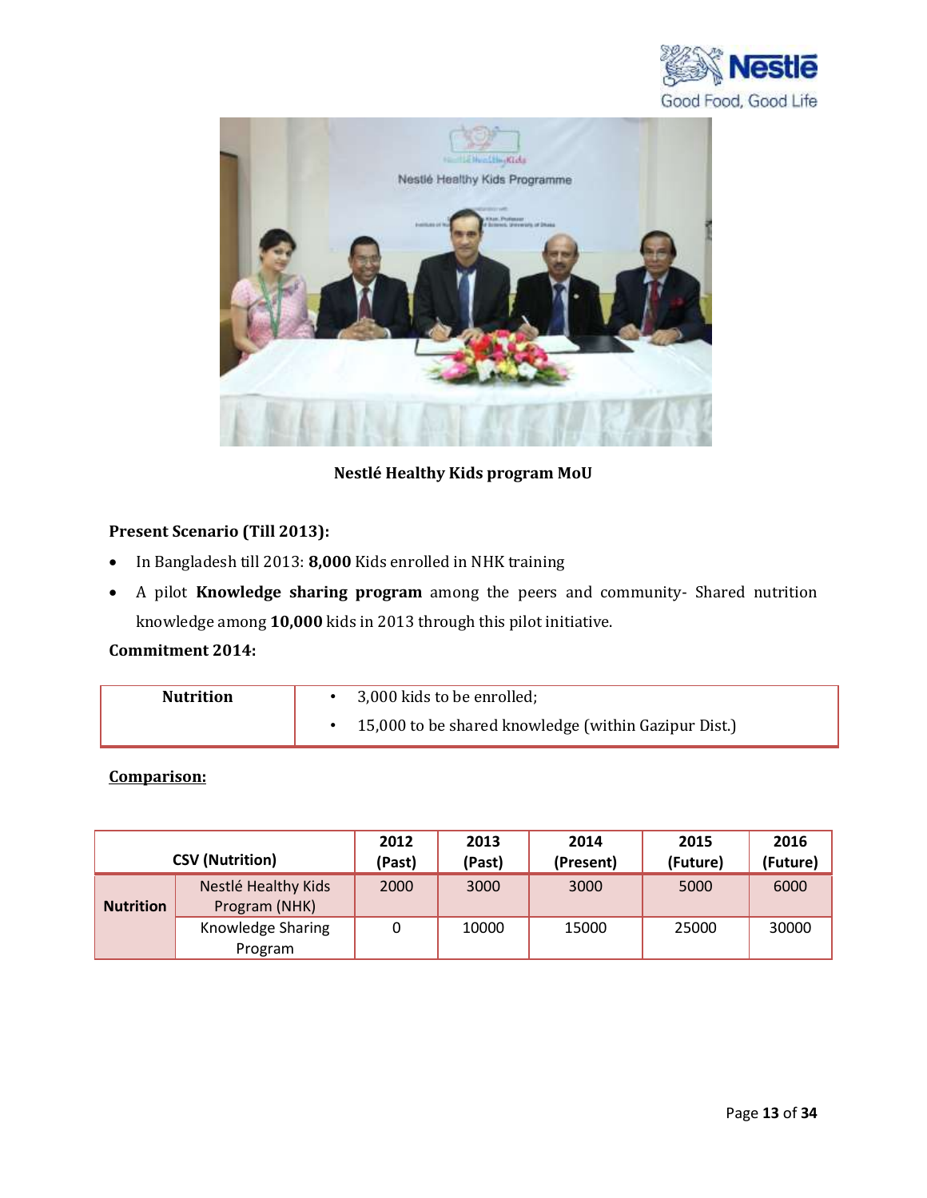**Nestlé Healthy Kids program MoU**

**Present Scenario (Till 2013):**

- In Bangladesh till 2013: **8,000** Kids enrolled in NHK training
- A pilot **Knowledge sharing program** among the peers and community- Shared nutrition knowledge among **10,000** kids in 2013 through this pilot initiative.

**Commitment 2014:**

| **Nutrition** | • 3,000 kids to be enrolled;<br>• 15,000 to be shared knowledge (within Gazipur Dist.) |
|---|---|

**Comparison:**

| CSV (Nutrition) | | 2012 (Past) | 2013 (Past) | 2014 (Present) | 2015 (Future) | 2016 (Future) |
|---|---|---|---|---|---|---|
| **Nutrition** | Nestlé Healthy Kids Program (NHK) | 2000 | 3000 | 3000 | 5000 | 6000 |
| | Knowledge Sharing Program | 0 | 10000 | 15000 | 25000 | 30000 |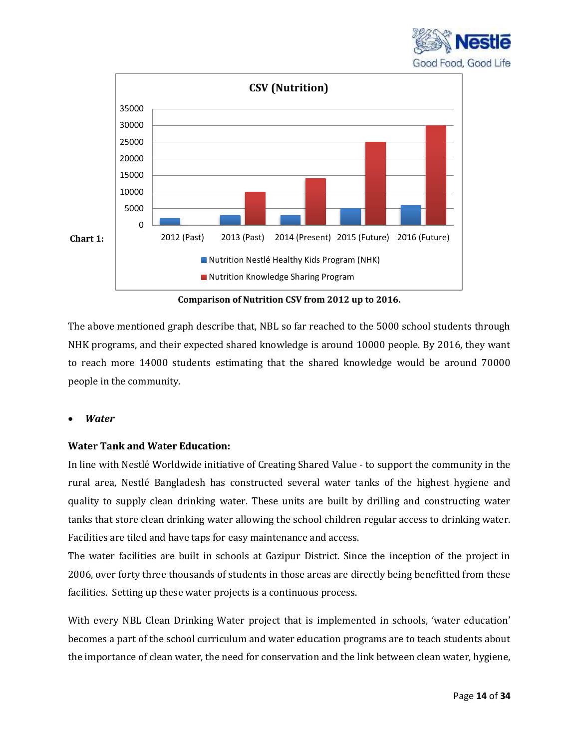Chart 1:

**CSV (Nutrition)**

| | 2012 (Past) | 2013 (Past) | 2014 (Present) | 2015 (Future) | 2016 (Future) |
|---|---|---|---|---|---|
| Nutrition Nestlé Healthy Kids Program (NHK) | 2000 | 3000 | 3000 | 5000 | 6000 |
| Nutrition Knowledge Sharing Program | | 10000 | 14000 | 25000 | 30000 |

**Comparison of Nutrition CSV from 2012 up to 2016.**

The above mentioned graph describe that, NBL so far reached to the 5000 school students through NHK programs, and their expected shared knowledge is around 10000 people. By 2016, they want to reach more 14000 students estimating that the shared knowledge would be around 70000 people in the community.

- ***Water***

**Water Tank and Water Education:**

In line with Nestlé Worldwide initiative of Creating Shared Value - to support the community in the rural area, Nestlé Bangladesh has constructed several water tanks of the highest hygiene and quality to supply clean drinking water. These units are built by drilling and constructing water tanks that store clean drinking water allowing the school children regular access to drinking water. Facilities are tiled and have taps for easy maintenance and access.

The water facilities are built in schools at Gazipur District. Since the inception of the project in 2006, over forty three thousands of students in those areas are directly being benefitted from these facilities. Setting up these water projects is a continuous process.

With every NBL Clean Drinking Water project that is implemented in schools, 'water education' becomes a part of the school curriculum and water education programs are to teach students about the importance of clean water, the need for conservation and the link between clean water, hygiene,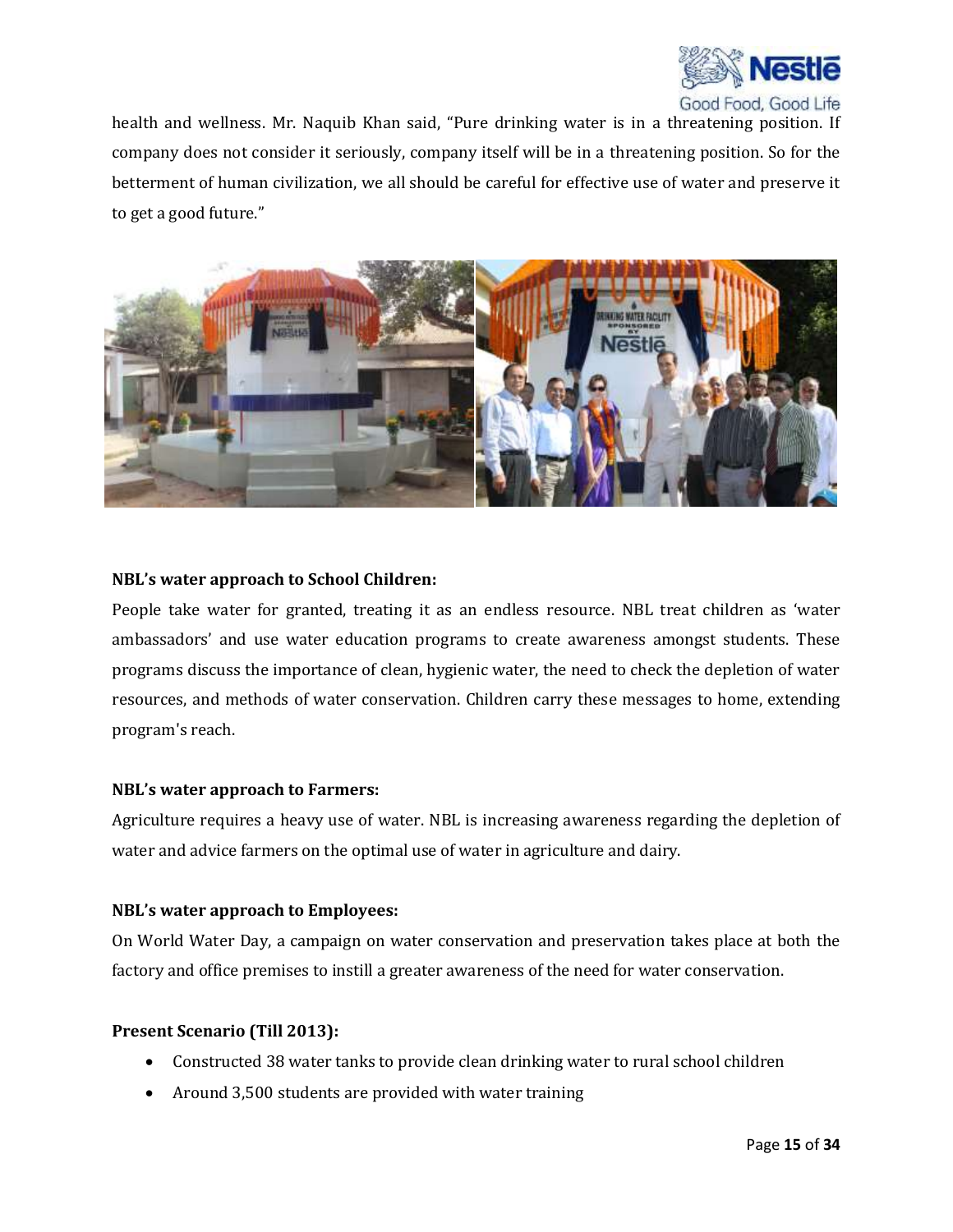health and wellness. Mr. Naquib Khan said, "Pure drinking water is in a threatening position. If company does not consider it seriously, company itself will be in a threatening position. So for the betterment of human civilization, we all should be careful for effective use of water and preserve it to get a good future."

**NBL's water approach to School Children:**

People take water for granted, treating it as an endless resource. NBL treat children as 'water ambassadors' and use water education programs to create awareness amongst students. These programs discuss the importance of clean, hygienic water, the need to check the depletion of water resources, and methods of water conservation. Children carry these messages to home, extending program's reach.

**NBL's water approach to Farmers:**

Agriculture requires a heavy use of water. NBL is increasing awareness regarding the depletion of water and advice farmers on the optimal use of water in agriculture and dairy.

**NBL's water approach to Employees:**

On World Water Day, a campaign on water conservation and preservation takes place at both the factory and office premises to instill a greater awareness of the need for water conservation.

**Present Scenario (Till 2013):**

- Constructed 38 water tanks to provide clean drinking water to rural school children
- Around 3,500 students are provided with water training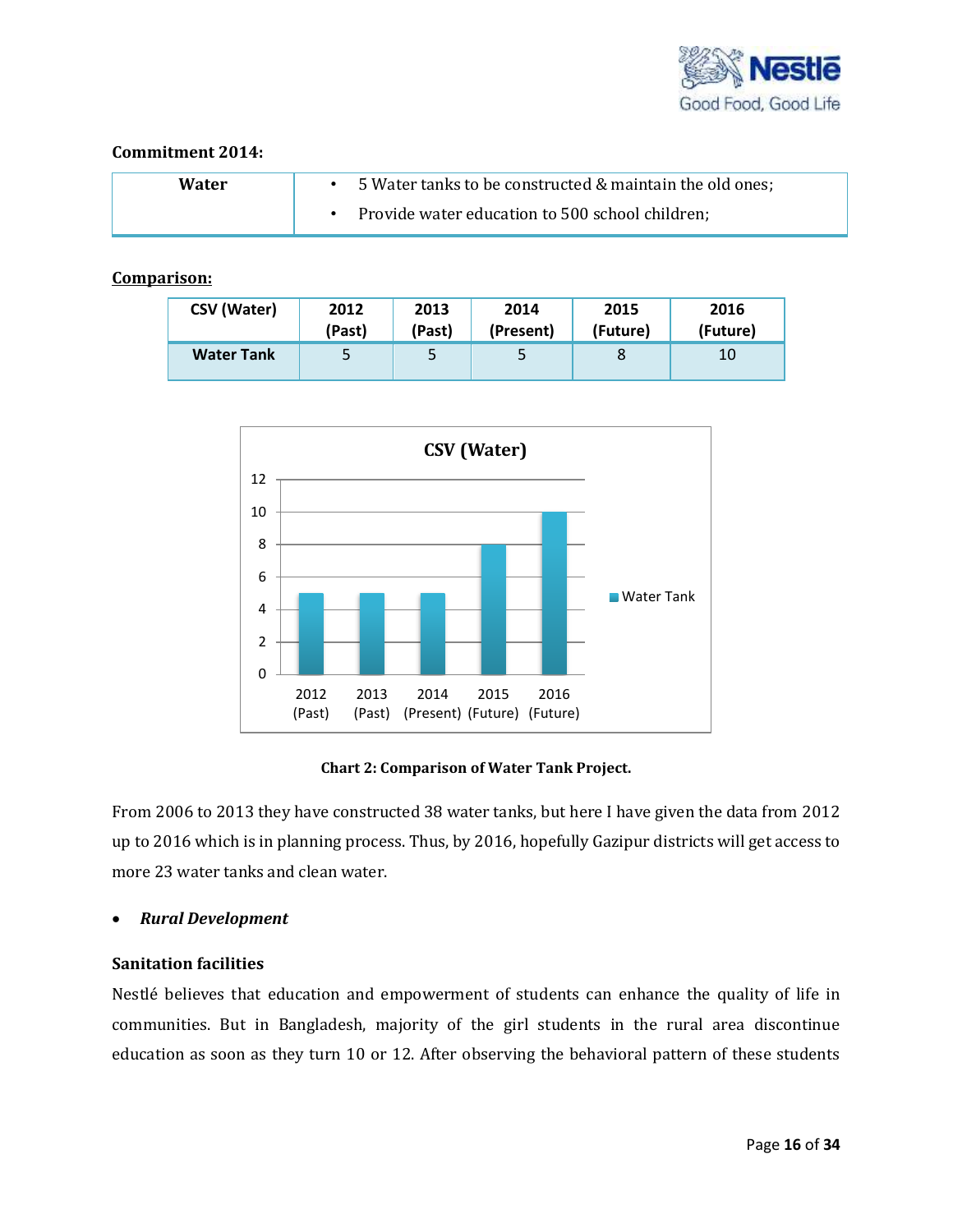**Commitment 2014:**

| Water | • 5 Water tanks to be constructed & maintain the old ones;<br>• Provide water education to 500 school children; |
|---|---|

**Comparison:**

| CSV (Water) | 2012 (Past) | 2013 (Past) | 2014 (Present) | 2015 (Future) | 2016 (Future) |
|---|---|---|---|---|---|
| Water Tank | 5 | 5 | 5 | 8 | 10 |

**Chart 2: Comparison of Water Tank Project.**

From 2006 to 2013 they have constructed 38 water tanks, but here I have given the data from 2012 up to 2016 which is in planning process. Thus, by 2016, hopefully Gazipur districts will get access to more 23 water tanks and clean water.

- ***Rural Development***

**Sanitation facilities**

Nestlé believes that education and empowerment of students can enhance the quality of life in communities. But in Bangladesh, majority of the girl students in the rural area discontinue education as soon as they turn 10 or 12. After observing the behavioral pattern of these students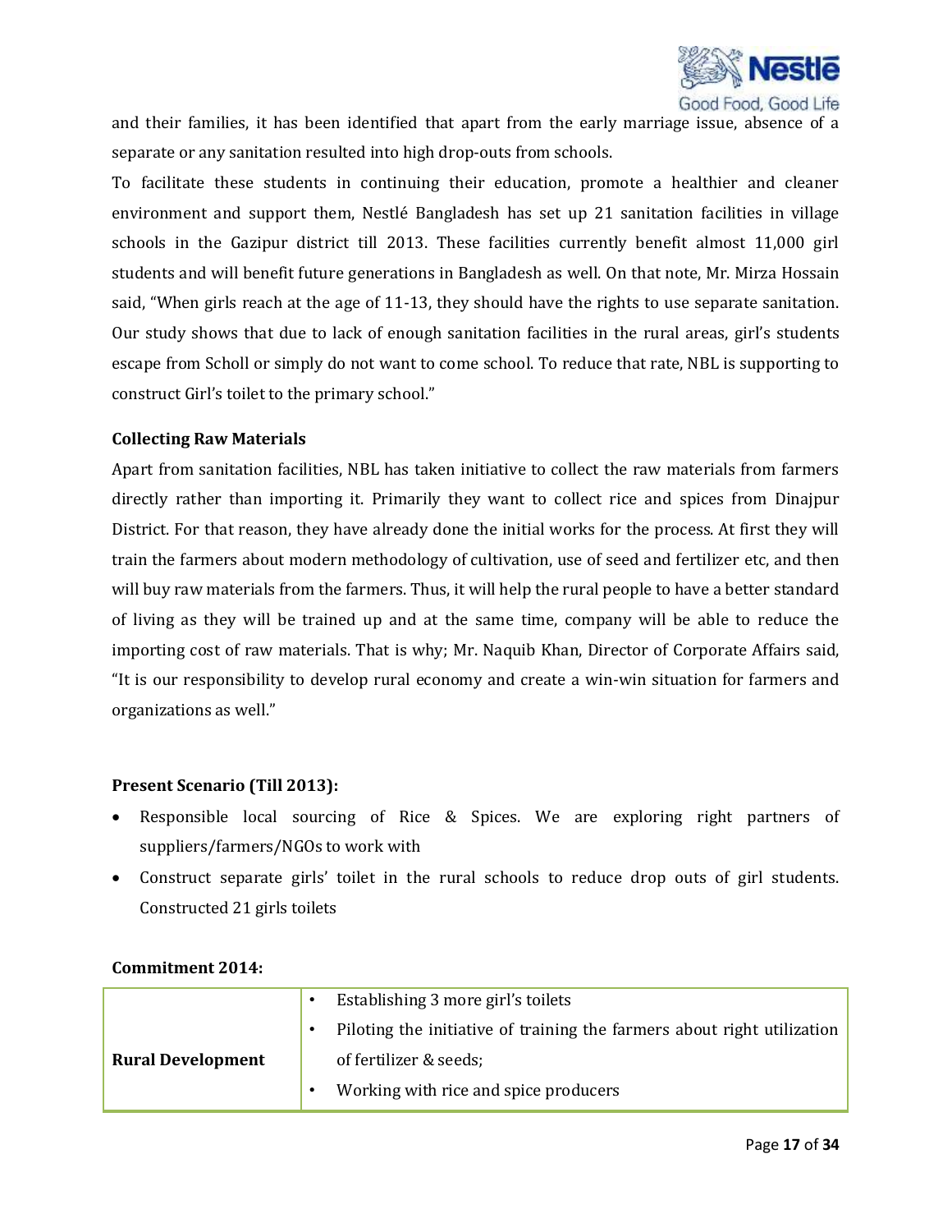and their families, it has been identified that apart from the early marriage issue, absence of a separate or any sanitation resulted into high drop-outs from schools.

To facilitate these students in continuing their education, promote a healthier and cleaner environment and support them, Nestlé Bangladesh has set up 21 sanitation facilities in village schools in the Gazipur district till 2013. These facilities currently benefit almost 11,000 girl students and will benefit future generations in Bangladesh as well. On that note, Mr. Mirza Hossain said, "When girls reach at the age of 11-13, they should have the rights to use separate sanitation. Our study shows that due to lack of enough sanitation facilities in the rural areas, girl's students escape from Scholl or simply do not want to come school. To reduce that rate, NBL is supporting to construct Girl's toilet to the primary school."

**Collecting Raw Materials**

Apart from sanitation facilities, NBL has taken initiative to collect the raw materials from farmers directly rather than importing it. Primarily they want to collect rice and spices from Dinajpur District. For that reason, they have already done the initial works for the process. At first they will train the farmers about modern methodology of cultivation, use of seed and fertilizer etc, and then will buy raw materials from the farmers. Thus, it will help the rural people to have a better standard of living as they will be trained up and at the same time, company will be able to reduce the importing cost of raw materials. That is why; Mr. Naquib Khan, Director of Corporate Affairs said, "It is our responsibility to develop rural economy and create a win-win situation for farmers and organizations as well."

**Present Scenario (Till 2013):**

- Responsible local sourcing of Rice & Spices. We are exploring right partners of suppliers/farmers/NGOs to work with
- Construct separate girls' toilet in the rural schools to reduce drop outs of girl students. Constructed 21 girls toilets

**Commitment 2014:**

| | |
|---|---|
| **Rural Development** | • Establishing 3 more girl's toilets<br>• Piloting the initiative of training the farmers about right utilization of fertilizer & seeds;<br>• Working with rice and spice producers |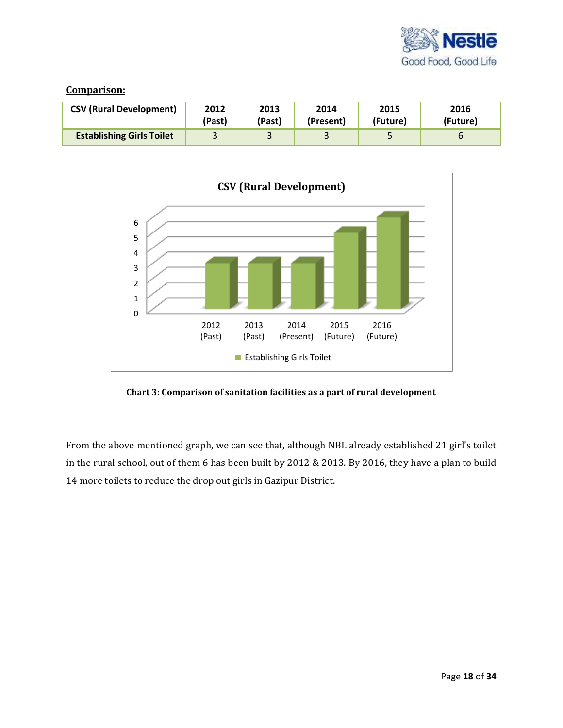**Comparison:**

| CSV (Rural Development) | 2012 (Past) | 2013 (Past) | 2014 (Present) | 2015 (Future) | 2016 (Future) |
|---|---|---|---|---|---|
| Establishing Girls Toilet | 3 | 3 | 3 | 5 | 6 |

**Chart 3: Comparison of sanitation facilities as a part of rural development**

From the above mentioned graph, we can see that, although NBL already established 21 girl's toilet in the rural school, out of them 6 has been built by 2012 & 2013. By 2016, they have a plan to build 14 more toilets to reduce the drop out girls in Gazipur District.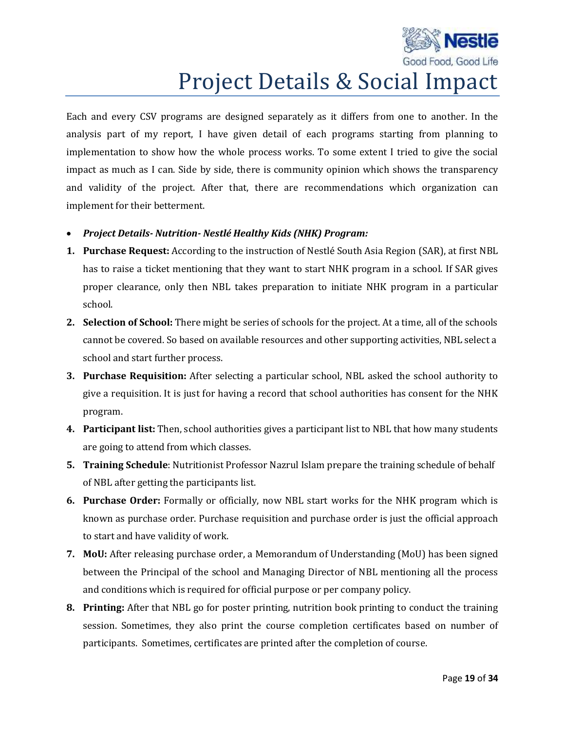# Project Details & Social Impact

Each and every CSV programs are designed separately as it differs from one to another. In the analysis part of my report, I have given detail of each programs starting from planning to implementation to show how the whole process works. To some extent I tried to give the social impact as much as I can. Side by side, there is community opinion which shows the transparency and validity of the project. After that, there are recommendations which organization can implement for their betterment.

- ***Project Details- Nutrition- Nestlé Healthy Kids (NHK) Program:***

1. **Purchase Request:** According to the instruction of Nestlé South Asia Region (SAR), at first NBL has to raise a ticket mentioning that they want to start NHK program in a school. If SAR gives proper clearance, only then NBL takes preparation to initiate NHK program in a particular school.
2. **Selection of School:** There might be series of schools for the project. At a time, all of the schools cannot be covered. So based on available resources and other supporting activities, NBL select a school and start further process.
3. **Purchase Requisition:** After selecting a particular school, NBL asked the school authority to give a requisition. It is just for having a record that school authorities has consent for the NHK program.
4. **Participant list:** Then, school authorities gives a participant list to NBL that how many students are going to attend from which classes.
5. **Training Schedule**: Nutritionist Professor Nazrul Islam prepare the training schedule of behalf of NBL after getting the participants list.
6. **Purchase Order:** Formally or officially, now NBL start works for the NHK program which is known as purchase order. Purchase requisition and purchase order is just the official approach to start and have validity of work.
7. **MoU:** After releasing purchase order, a Memorandum of Understanding (MoU) has been signed between the Principal of the school and Managing Director of NBL mentioning all the process and conditions which is required for official purpose or per company policy.
8. **Printing:** After that NBL go for poster printing, nutrition book printing to conduct the training session. Sometimes, they also print the course completion certificates based on number of participants. Sometimes, certificates are printed after the completion of course.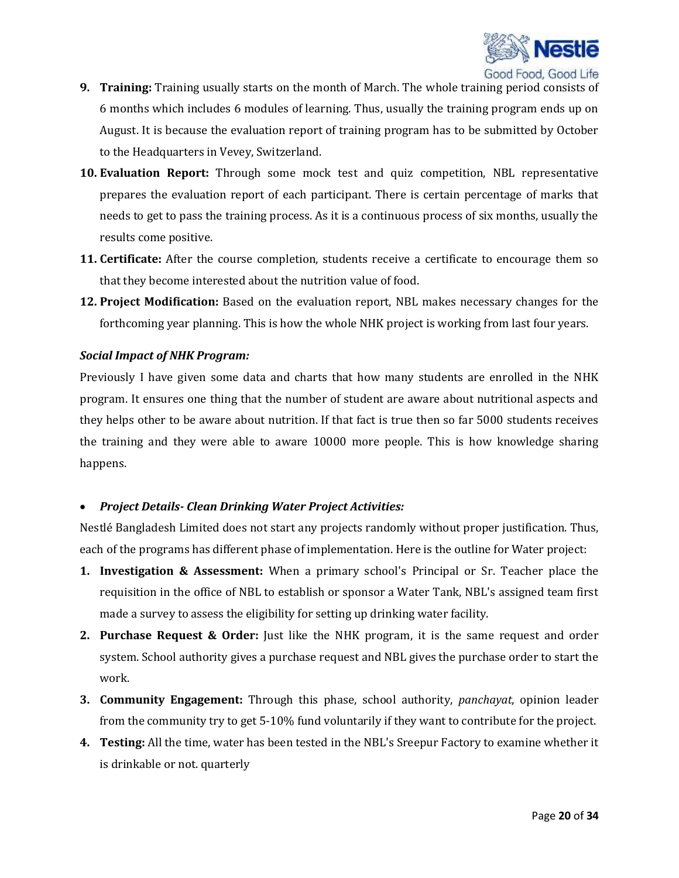9. **Training:** Training usually starts on the month of March. The whole training period consists of 6 months which includes 6 modules of learning. Thus, usually the training program ends up on August. It is because the evaluation report of training program has to be submitted by October to the Headquarters in Vevey, Switzerland.
10. **Evaluation Report:** Through some mock test and quiz competition, NBL representative prepares the evaluation report of each participant. There is certain percentage of marks that needs to get to pass the training process. As it is a continuous process of six months, usually the results come positive.
11. **Certificate:** After the course completion, students receive a certificate to encourage them so that they become interested about the nutrition value of food.
12. **Project Modification:** Based on the evaluation report, NBL makes necessary changes for the forthcoming year planning. This is how the whole NHK project is working from last four years.

***Social Impact of NHK Program:***

Previously I have given some data and charts that how many students are enrolled in the NHK program. It ensures one thing that the number of student are aware about nutritional aspects and they helps other to be aware about nutrition. If that fact is true then so far 5000 students receives the training and they were able to aware 10000 more people. This is how knowledge sharing happens.

- ***Project Details- Clean Drinking Water Project Activities:***

Nestlé Bangladesh Limited does not start any projects randomly without proper justification. Thus, each of the programs has different phase of implementation. Here is the outline for Water project:

1. **Investigation & Assessment:** When a primary school's Principal or Sr. Teacher place the requisition in the office of NBL to establish or sponsor a Water Tank, NBL's assigned team first made a survey to assess the eligibility for setting up drinking water facility.
2. **Purchase Request & Order:** Just like the NHK program, it is the same request and order system. School authority gives a purchase request and NBL gives the purchase order to start the work.
3. **Community Engagement:** Through this phase, school authority, *panchayat*, opinion leader from the community try to get 5-10% fund voluntarily if they want to contribute for the project.
4. **Testing:** All the time, water has been tested in the NBL's Sreepur Factory to examine whether it is drinkable or not. quarterly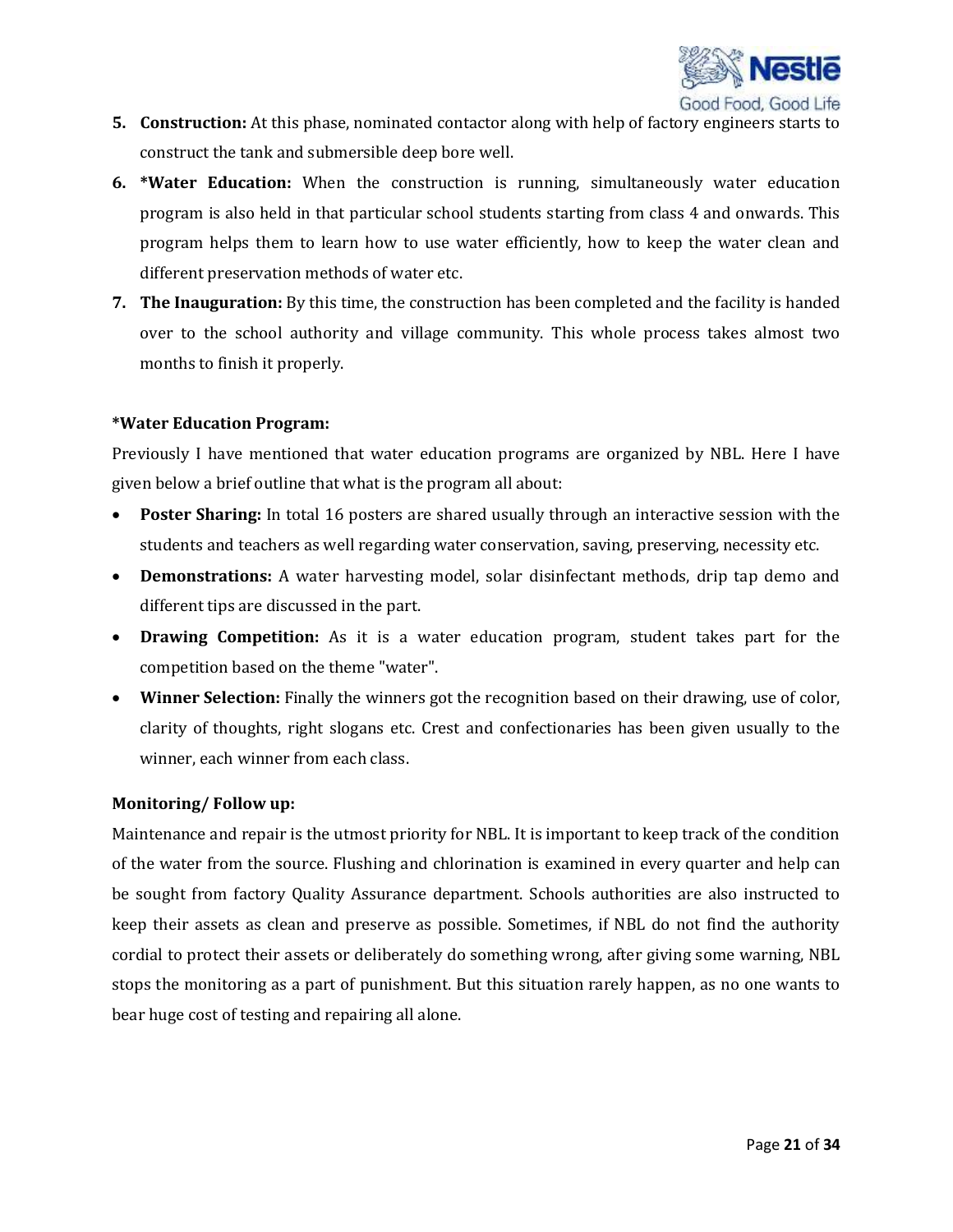5. **Construction:** At this phase, nominated contactor along with help of factory engineers starts to construct the tank and submersible deep bore well.
6. ***Water Education:** When the construction is running, simultaneously water education program is also held in that particular school students starting from class 4 and onwards. This program helps them to learn how to use water efficiently, how to keep the water clean and different preservation methods of water etc.
7. **The Inauguration:** By this time, the construction has been completed and the facility is handed over to the school authority and village community. This whole process takes almost two months to finish it properly.

**\*Water Education Program:**

Previously I have mentioned that water education programs are organized by NBL. Here I have given below a brief outline that what is the program all about:

- **Poster Sharing:** In total 16 posters are shared usually through an interactive session with the students and teachers as well regarding water conservation, saving, preserving, necessity etc.
- **Demonstrations:** A water harvesting model, solar disinfectant methods, drip tap demo and different tips are discussed in the part.
- **Drawing Competition:** As it is a water education program, student takes part for the competition based on the theme "water".
- **Winner Selection:** Finally the winners got the recognition based on their drawing, use of color, clarity of thoughts, right slogans etc. Crest and confectionaries has been given usually to the winner, each winner from each class.

**Monitoring/ Follow up:**

Maintenance and repair is the utmost priority for NBL. It is important to keep track of the condition of the water from the source. Flushing and chlorination is examined in every quarter and help can be sought from factory Quality Assurance department. Schools authorities are also instructed to keep their assets as clean and preserve as possible. Sometimes, if NBL do not find the authority cordial to protect their assets or deliberately do something wrong, after giving some warning, NBL stops the monitoring as a part of punishment. But this situation rarely happen, as no one wants to bear huge cost of testing and repairing all alone.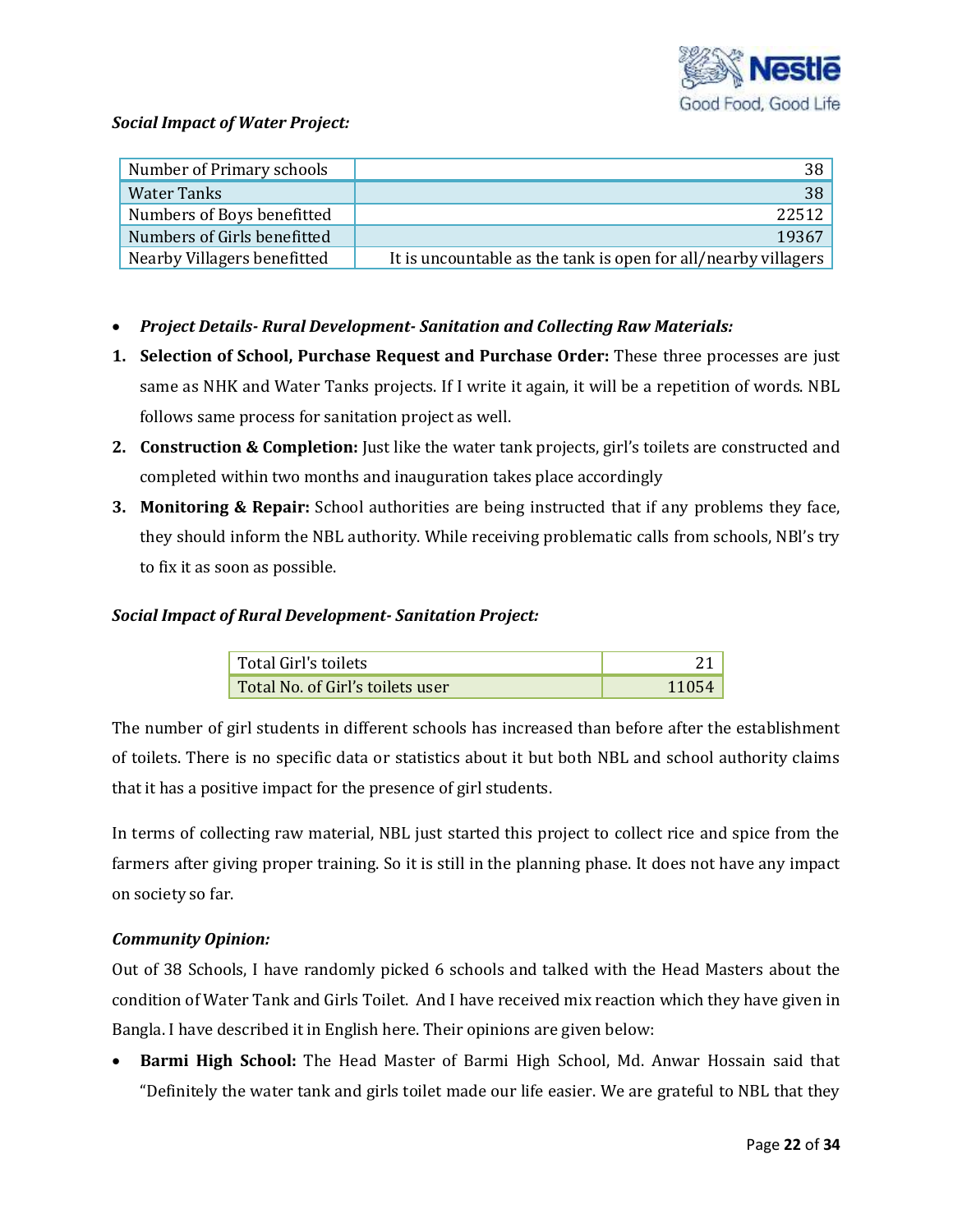***Social Impact of Water Project:***

| Number of Primary schools | 38 |
|---|---|
| Water Tanks | 38 |
| Numbers of Boys benefitted | 22512 |
| Numbers of Girls benefitted | 19367 |
| Nearby Villagers benefitted | It is uncountable as the tank is open for all/nearby villagers |

- ***Project Details- Rural Development- Sanitation and Collecting Raw Materials:***

1. **Selection of School, Purchase Request and Purchase Order:** These three processes are just same as NHK and Water Tanks projects. If I write it again, it will be a repetition of words. NBL follows same process for sanitation project as well.
2. **Construction & Completion:** Just like the water tank projects, girl's toilets are constructed and completed within two months and inauguration takes place accordingly
3. **Monitoring & Repair:** School authorities are being instructed that if any problems they face, they should inform the NBL authority. While receiving problematic calls from schools, NBl's try to fix it as soon as possible.

***Social Impact of Rural Development- Sanitation Project:***

| Total Girl's toilets | 21 |
|---|---|
| Total No. of Girl's toilets user | 11054 |

The number of girl students in different schools has increased than before after the establishment of toilets. There is no specific data or statistics about it but both NBL and school authority claims that it has a positive impact for the presence of girl students.

In terms of collecting raw material, NBL just started this project to collect rice and spice from the farmers after giving proper training. So it is still in the planning phase. It does not have any impact on society so far.

***Community Opinion:***

Out of 38 Schools, I have randomly picked 6 schools and talked with the Head Masters about the condition of Water Tank and Girls Toilet. And I have received mix reaction which they have given in Bangla. I have described it in English here. Their opinions are given below:

- **Barmi High School:** The Head Master of Barmi High School, Md. Anwar Hossain said that "Definitely the water tank and girls toilet made our life easier. We are grateful to NBL that they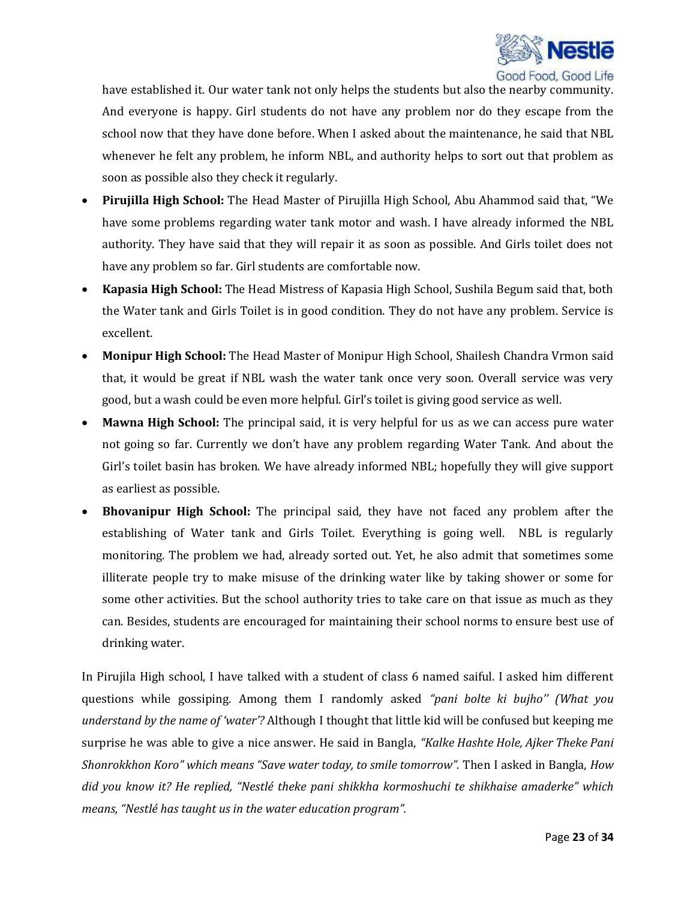have established it. Our water tank not only helps the students but also the nearby community. And everyone is happy. Girl students do not have any problem nor do they escape from the school now that they have done before. When I asked about the maintenance, he said that NBL whenever he felt any problem, he inform NBL, and authority helps to sort out that problem as soon as possible also they check it regularly.

- **Pirujilla High School:** The Head Master of Pirujilla High School, Abu Ahammod said that, "We have some problems regarding water tank motor and wash. I have already informed the NBL authority. They have said that they will repair it as soon as possible. And Girls toilet does not have any problem so far. Girl students are comfortable now.
- **Kapasia High School:** The Head Mistress of Kapasia High School, Sushila Begum said that, both the Water tank and Girls Toilet is in good condition. They do not have any problem. Service is excellent.
- **Monipur High School:** The Head Master of Monipur High School, Shailesh Chandra Vrmon said that, it would be great if NBL wash the water tank once very soon. Overall service was very good, but a wash could be even more helpful. Girl's toilet is giving good service as well.
- **Mawna High School:** The principal said, it is very helpful for us as we can access pure water not going so far. Currently we don't have any problem regarding Water Tank. And about the Girl's toilet basin has broken. We have already informed NBL; hopefully they will give support as earliest as possible.
- **Bhovanipur High School:** The principal said, they have not faced any problem after the establishing of Water tank and Girls Toilet. Everything is going well. NBL is regularly monitoring. The problem we had, already sorted out. Yet, he also admit that sometimes some illiterate people try to make misuse of the drinking water like by taking shower or some for some other activities. But the school authority tries to take care on that issue as much as they can. Besides, students are encouraged for maintaining their school norms to ensure best use of drinking water.

In Pirujila High school, I have talked with a student of class 6 named saiful. I asked him different questions while gossiping. Among them I randomly asked *"pani bolte ki bujho'' (What you understand by the name of 'water'?* Although I thought that little kid will be confused but keeping me surprise he was able to give a nice answer. He said in Bangla, *"Kalke Hashte Hole, Ajker Theke Pani Shonrokkhon Koro" which means "Save water today, to smile tomorrow".* Then I asked in Bangla, *How did you know it? He replied, "Nestlé theke pani shikkha kormoshuchi te shikhaise amaderke" which means, "Nestlé has taught us in the water education program".*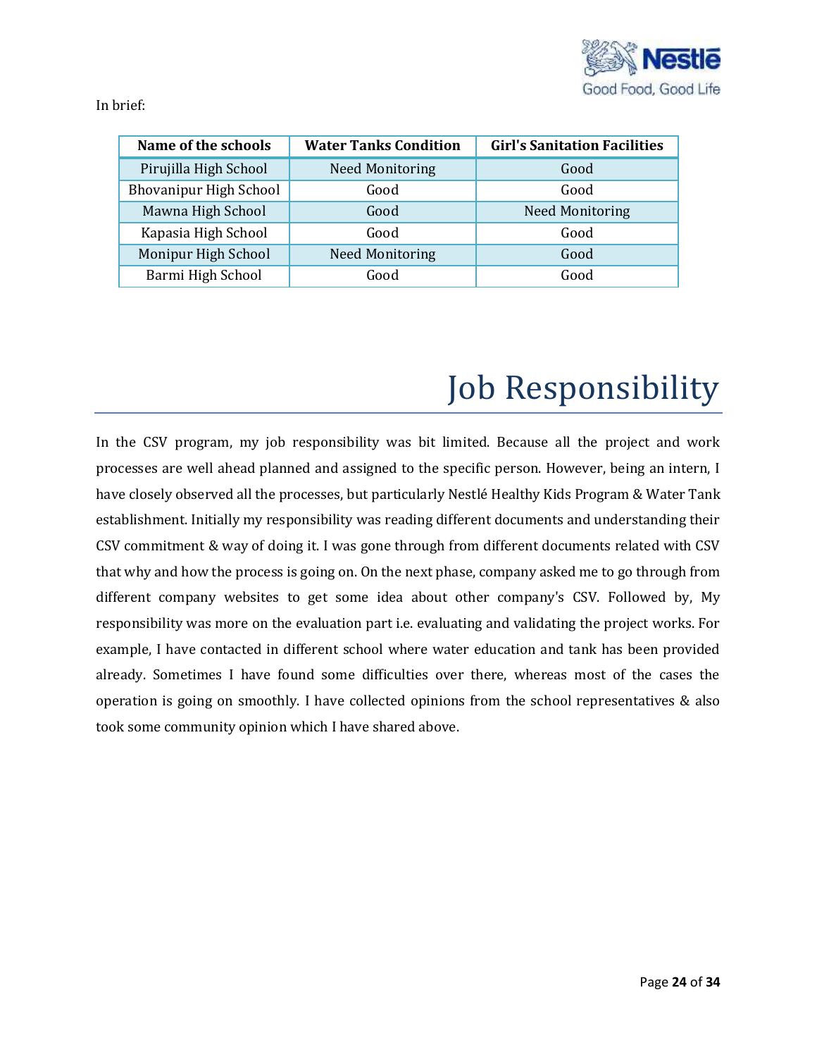In brief:

| Name of the schools | Water Tanks Condition | Girl's Sanitation Facilities |
|---|---|---|
| Pirujilla High School | Need Monitoring | Good |
| Bhovanipur High School | Good | Good |
| Mawna High School | Good | Need Monitoring |
| Kapasia High School | Good | Good |
| Monipur High School | Need Monitoring | Good |
| Barmi High School | Good | Good |

# Job Responsibility

In the CSV program, my job responsibility was bit limited. Because all the project and work processes are well ahead planned and assigned to the specific person. However, being an intern, I have closely observed all the processes, but particularly Nestlé Healthy Kids Program & Water Tank establishment. Initially my responsibility was reading different documents and understanding their CSV commitment & way of doing it. I was gone through from different documents related with CSV that why and how the process is going on. On the next phase, company asked me to go through from different company websites to get some idea about other company's CSV. Followed by, My responsibility was more on the evaluation part i.e. evaluating and validating the project works. For example, I have contacted in different school where water education and tank has been provided already. Sometimes I have found some difficulties over there, whereas most of the cases the operation is going on smoothly. I have collected opinions from the school representatives & also took some community opinion which I have shared above.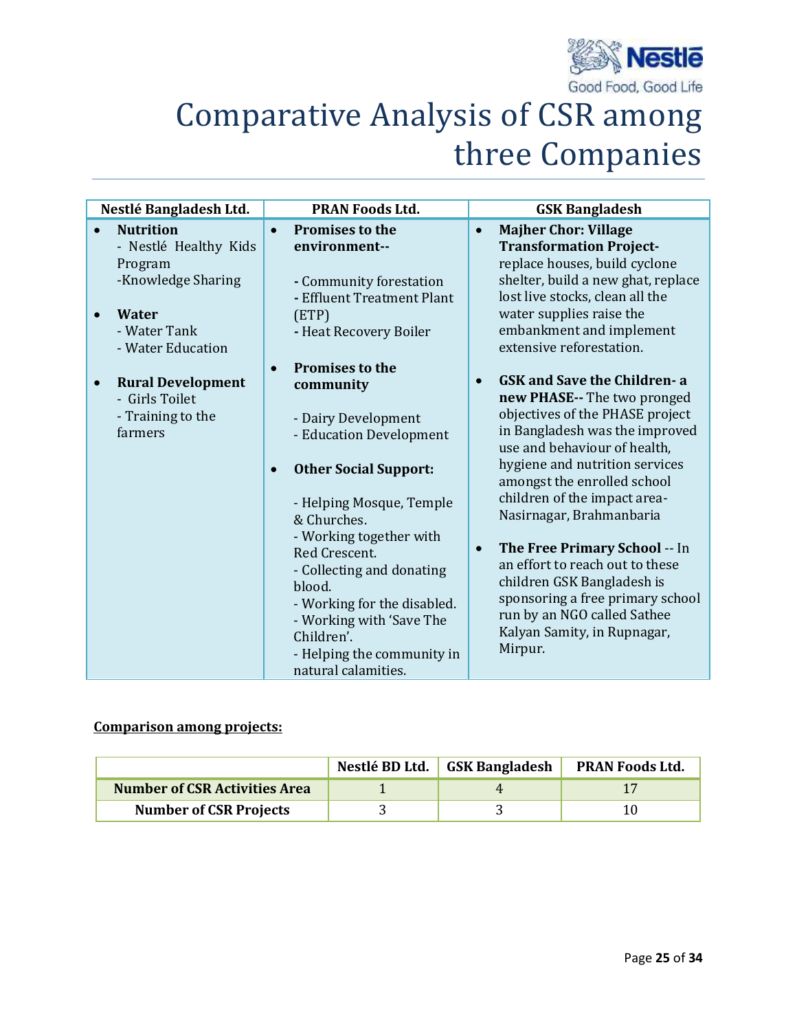# Comparative Analysis of CSR among three Companies

| Nestlé Bangladesh Ltd. | PRAN Foods Ltd. | GSK Bangladesh |
|---|---|---|
| • **Nutrition**<br>- Nestlé Healthy Kids Program<br>-Knowledge Sharing<br><br>• **Water**<br>- Water Tank<br>- Water Education<br><br>• **Rural Development**<br>- Girls Toilet<br>- Training to the farmers | • **Promises to the environment--**<br><br>- Community forestation<br>- Effluent Treatment Plant (ETP)<br>- Heat Recovery Boiler<br><br>• **Promises to the community**<br><br>- Dairy Development<br>- Education Development<br><br>• **Other Social Support:**<br><br>- Helping Mosque, Temple & Churches.<br>- Working together with Red Crescent.<br>- Collecting and donating blood.<br>- Working for the disabled.<br>- Working with 'Save The Children'.<br>- Helping the community in natural calamities. | • **Majher Chor: Village Transformation Project-** replace houses, build cyclone shelter, build a new ghat, replace lost live stocks, clean all the water supplies raise the embankment and implement extensive reforestation.<br><br>• **GSK and Save the Children- a new PHASE--** The two pronged objectives of the PHASE project in Bangladesh was the improved use and behaviour of health, hygiene and nutrition services amongst the enrolled school children of the impact area- Nasirnagar, Brahmanbaria<br><br>• **The Free Primary School** -- In an effort to reach out to these children GSK Bangladesh is sponsoring a free primary school run by an NGO called Sathee Kalyan Samity, in Rupnagar, Mirpur. |

**<u>Comparison among projects:</u>**

| | Nestlé BD Ltd. | GSK Bangladesh | PRAN Foods Ltd. |
|---|---|---|---|
| **Number of CSR Activities Area** | 1 | 4 | 17 |
| **Number of CSR Projects** | 3 | 3 | 10 |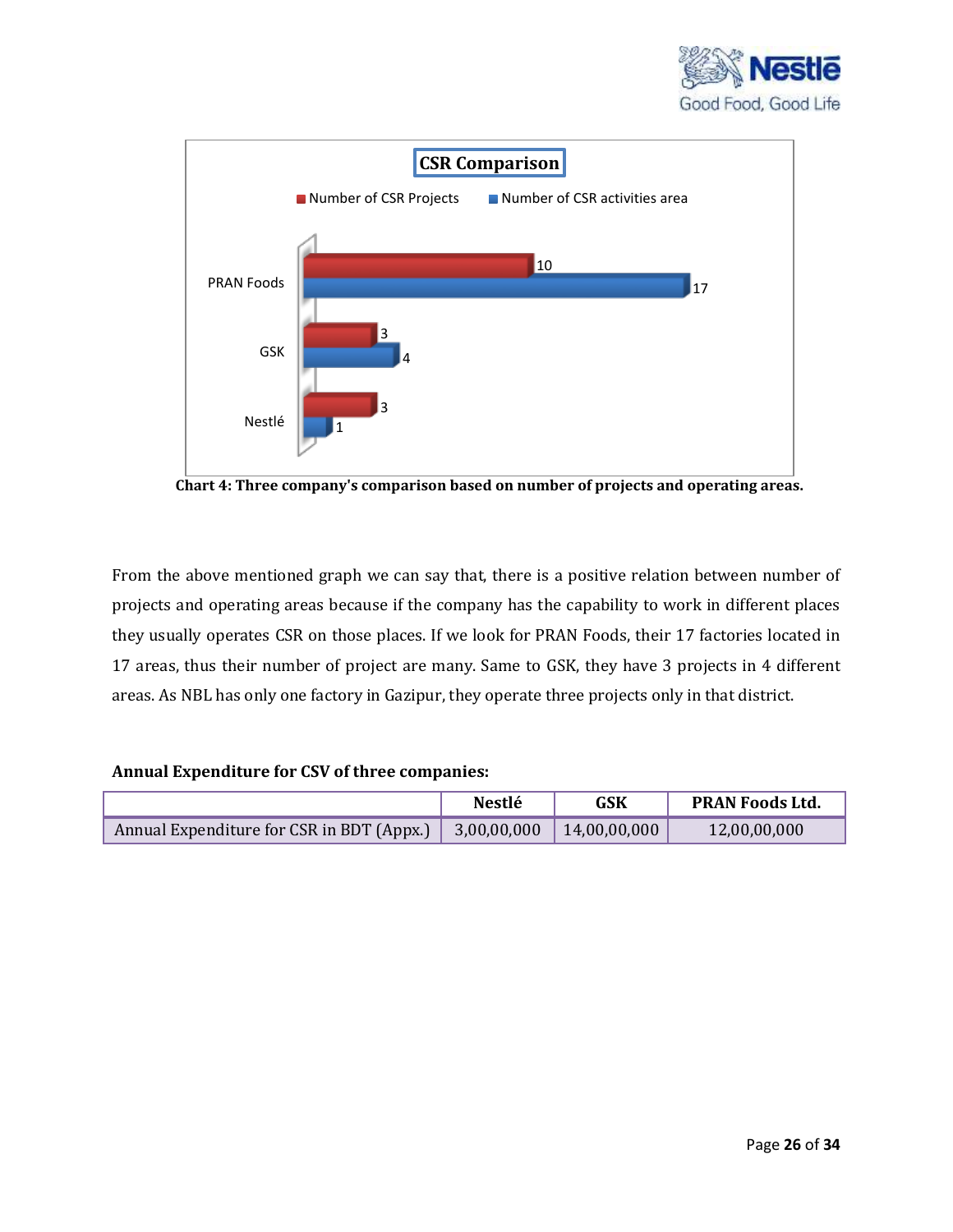**Chart 4: Three company's comparison based on number of projects and operating areas.**

From the above mentioned graph we can say that, there is a positive relation between number of projects and operating areas because if the company has the capability to work in different places they usually operates CSR on those places. If we look for PRAN Foods, their 17 factories located in 17 areas, thus their number of project are many. Same to GSK, they have 3 projects in 4 different areas. As NBL has only one factory in Gazipur, they operate three projects only in that district.

**Annual Expenditure for CSV of three companies:**

| | Nestlé | GSK | PRAN Foods Ltd. |
|---|---|---|---|
| Annual Expenditure for CSR in BDT (Appx.) | 3,00,00,000 | 14,00,00,000 | 12,00,00,000 |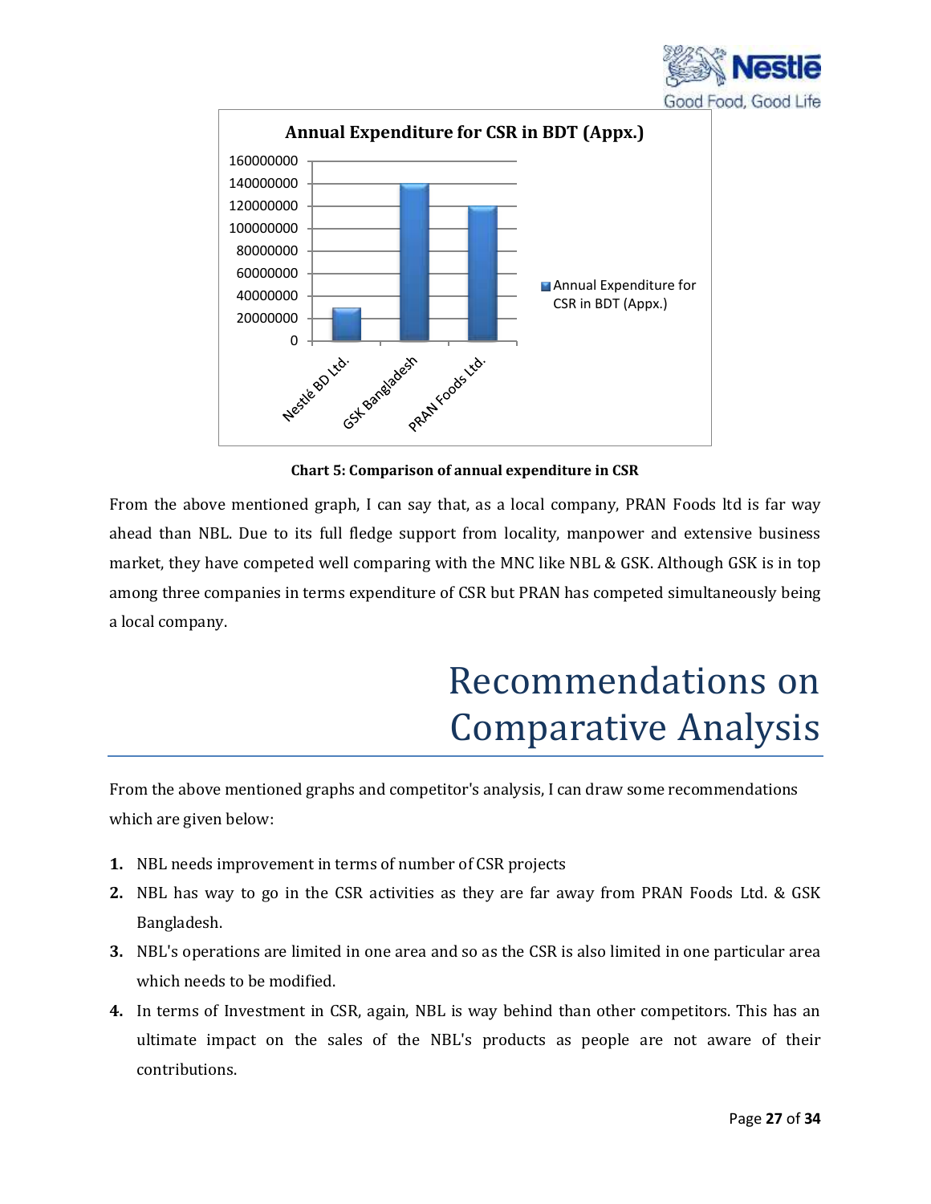Chart 5: Comparison of annual expenditure in CSR

From the above mentioned graph, I can say that, as a local company, PRAN Foods ltd is far way ahead than NBL. Due to its full fledge support from locality, manpower and extensive business market, they have competed well comparing with the MNC like NBL & GSK. Although GSK is in top among three companies in terms expenditure of CSR but PRAN has competed simultaneously being a local company.

# Recommendations on Comparative Analysis

From the above mentioned graphs and competitor's analysis, I can draw some recommendations which are given below:

1. NBL needs improvement in terms of number of CSR projects
2. NBL has way to go in the CSR activities as they are far away from PRAN Foods Ltd. & GSK Bangladesh.
3. NBL's operations are limited in one area and so as the CSR is also limited in one particular area which needs to be modified.
4. In terms of Investment in CSR, again, NBL is way behind than other competitors. This has an ultimate impact on the sales of the NBL's products as people are not aware of their contributions.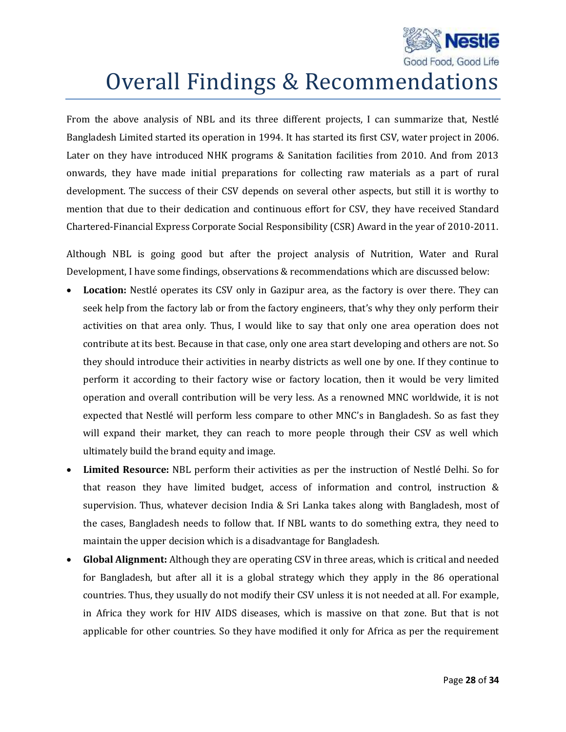# Overall Findings & Recommendations

From the above analysis of NBL and its three different projects, I can summarize that, Nestlé Bangladesh Limited started its operation in 1994. It has started its first CSV, water project in 2006. Later on they have introduced NHK programs & Sanitation facilities from 2010. And from 2013 onwards, they have made initial preparations for collecting raw materials as a part of rural development. The success of their CSV depends on several other aspects, but still it is worthy to mention that due to their dedication and continuous effort for CSV, they have received Standard Chartered-Financial Express Corporate Social Responsibility (CSR) Award in the year of 2010-2011.

Although NBL is going good but after the project analysis of Nutrition, Water and Rural Development, I have some findings, observations & recommendations which are discussed below:

- **Location:** Nestlé operates its CSV only in Gazipur area, as the factory is over there. They can seek help from the factory lab or from the factory engineers, that's why they only perform their activities on that area only. Thus, I would like to say that only one area operation does not contribute at its best. Because in that case, only one area start developing and others are not. So they should introduce their activities in nearby districts as well one by one. If they continue to perform it according to their factory wise or factory location, then it would be very limited operation and overall contribution will be very less. As a renowned MNC worldwide, it is not expected that Nestlé will perform less compare to other MNC's in Bangladesh. So as fast they will expand their market, they can reach to more people through their CSV as well which ultimately build the brand equity and image.
- **Limited Resource:** NBL perform their activities as per the instruction of Nestlé Delhi. So for that reason they have limited budget, access of information and control, instruction & supervision. Thus, whatever decision India & Sri Lanka takes along with Bangladesh, most of the cases, Bangladesh needs to follow that. If NBL wants to do something extra, they need to maintain the upper decision which is a disadvantage for Bangladesh.
- **Global Alignment:** Although they are operating CSV in three areas, which is critical and needed for Bangladesh, but after all it is a global strategy which they apply in the 86 operational countries. Thus, they usually do not modify their CSV unless it is not needed at all. For example, in Africa they work for HIV AIDS diseases, which is massive on that zone. But that is not applicable for other countries. So they have modified it only for Africa as per the requirement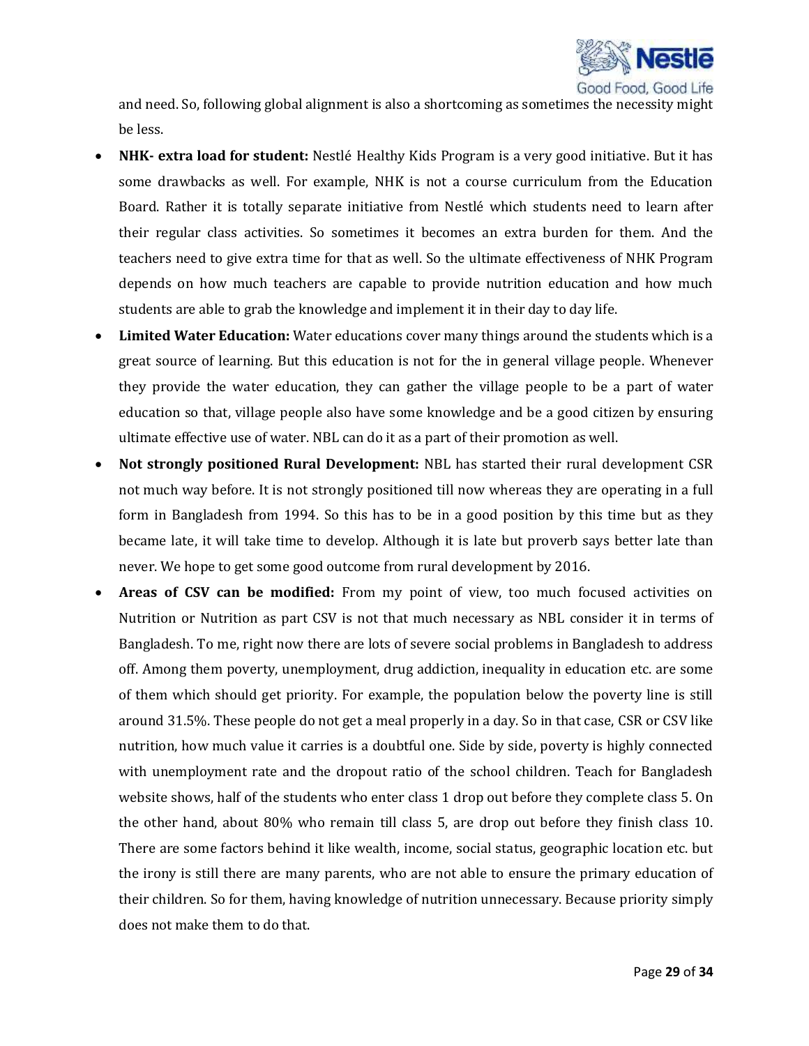and need. So, following global alignment is also a shortcoming as sometimes the necessity might be less.

- **NHK- extra load for student:** Nestlé Healthy Kids Program is a very good initiative. But it has some drawbacks as well. For example, NHK is not a course curriculum from the Education Board. Rather it is totally separate initiative from Nestlé which students need to learn after their regular class activities. So sometimes it becomes an extra burden for them. And the teachers need to give extra time for that as well. So the ultimate effectiveness of NHK Program depends on how much teachers are capable to provide nutrition education and how much students are able to grab the knowledge and implement it in their day to day life.
- **Limited Water Education:** Water educations cover many things around the students which is a great source of learning. But this education is not for the in general village people. Whenever they provide the water education, they can gather the village people to be a part of water education so that, village people also have some knowledge and be a good citizen by ensuring ultimate effective use of water. NBL can do it as a part of their promotion as well.
- **Not strongly positioned Rural Development:** NBL has started their rural development CSR not much way before. It is not strongly positioned till now whereas they are operating in a full form in Bangladesh from 1994. So this has to be in a good position by this time but as they became late, it will take time to develop. Although it is late but proverb says better late than never. We hope to get some good outcome from rural development by 2016.
- **Areas of CSV can be modified:** From my point of view, too much focused activities on Nutrition or Nutrition as part CSV is not that much necessary as NBL consider it in terms of Bangladesh. To me, right now there are lots of severe social problems in Bangladesh to address off. Among them poverty, unemployment, drug addiction, inequality in education etc. are some of them which should get priority. For example, the population below the poverty line is still around 31.5%. These people do not get a meal properly in a day. So in that case, CSR or CSV like nutrition, how much value it carries is a doubtful one. Side by side, poverty is highly connected with unemployment rate and the dropout ratio of the school children. Teach for Bangladesh website shows, half of the students who enter class 1 drop out before they complete class 5. On the other hand, about 80% who remain till class 5, are drop out before they finish class 10. There are some factors behind it like wealth, income, social status, geographic location etc. but the irony is still there are many parents, who are not able to ensure the primary education of their children. So for them, having knowledge of nutrition unnecessary. Because priority simply does not make them to do that.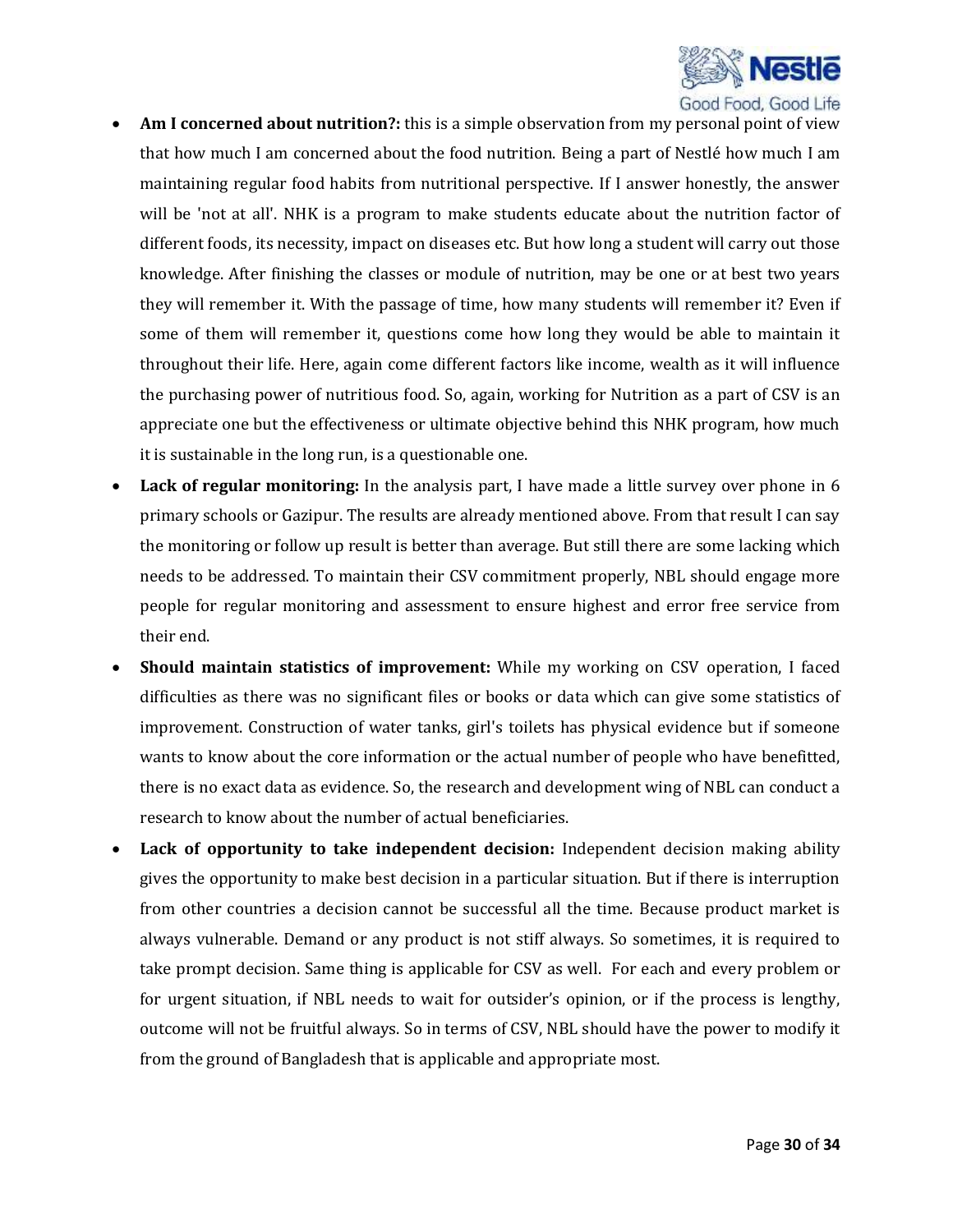- **Am I concerned about nutrition?:** this is a simple observation from my personal point of view that how much I am concerned about the food nutrition. Being a part of Nestlé how much I am maintaining regular food habits from nutritional perspective. If I answer honestly, the answer will be 'not at all'. NHK is a program to make students educate about the nutrition factor of different foods, its necessity, impact on diseases etc. But how long a student will carry out those knowledge. After finishing the classes or module of nutrition, may be one or at best two years they will remember it. With the passage of time, how many students will remember it? Even if some of them will remember it, questions come how long they would be able to maintain it throughout their life. Here, again come different factors like income, wealth as it will influence the purchasing power of nutritious food. So, again, working for Nutrition as a part of CSV is an appreciate one but the effectiveness or ultimate objective behind this NHK program, how much it is sustainable in the long run, is a questionable one.
- **Lack of regular monitoring:** In the analysis part, I have made a little survey over phone in 6 primary schools or Gazipur. The results are already mentioned above. From that result I can say the monitoring or follow up result is better than average. But still there are some lacking which needs to be addressed. To maintain their CSV commitment properly, NBL should engage more people for regular monitoring and assessment to ensure highest and error free service from their end.
- **Should maintain statistics of improvement:** While my working on CSV operation, I faced difficulties as there was no significant files or books or data which can give some statistics of improvement. Construction of water tanks, girl's toilets has physical evidence but if someone wants to know about the core information or the actual number of people who have benefitted, there is no exact data as evidence. So, the research and development wing of NBL can conduct a research to know about the number of actual beneficiaries.
- **Lack of opportunity to take independent decision:** Independent decision making ability gives the opportunity to make best decision in a particular situation. But if there is interruption from other countries a decision cannot be successful all the time. Because product market is always vulnerable. Demand or any product is not stiff always. So sometimes, it is required to take prompt decision. Same thing is applicable for CSV as well. For each and every problem or for urgent situation, if NBL needs to wait for outsider's opinion, or if the process is lengthy, outcome will not be fruitful always. So in terms of CSV, NBL should have the power to modify it from the ground of Bangladesh that is applicable and appropriate most.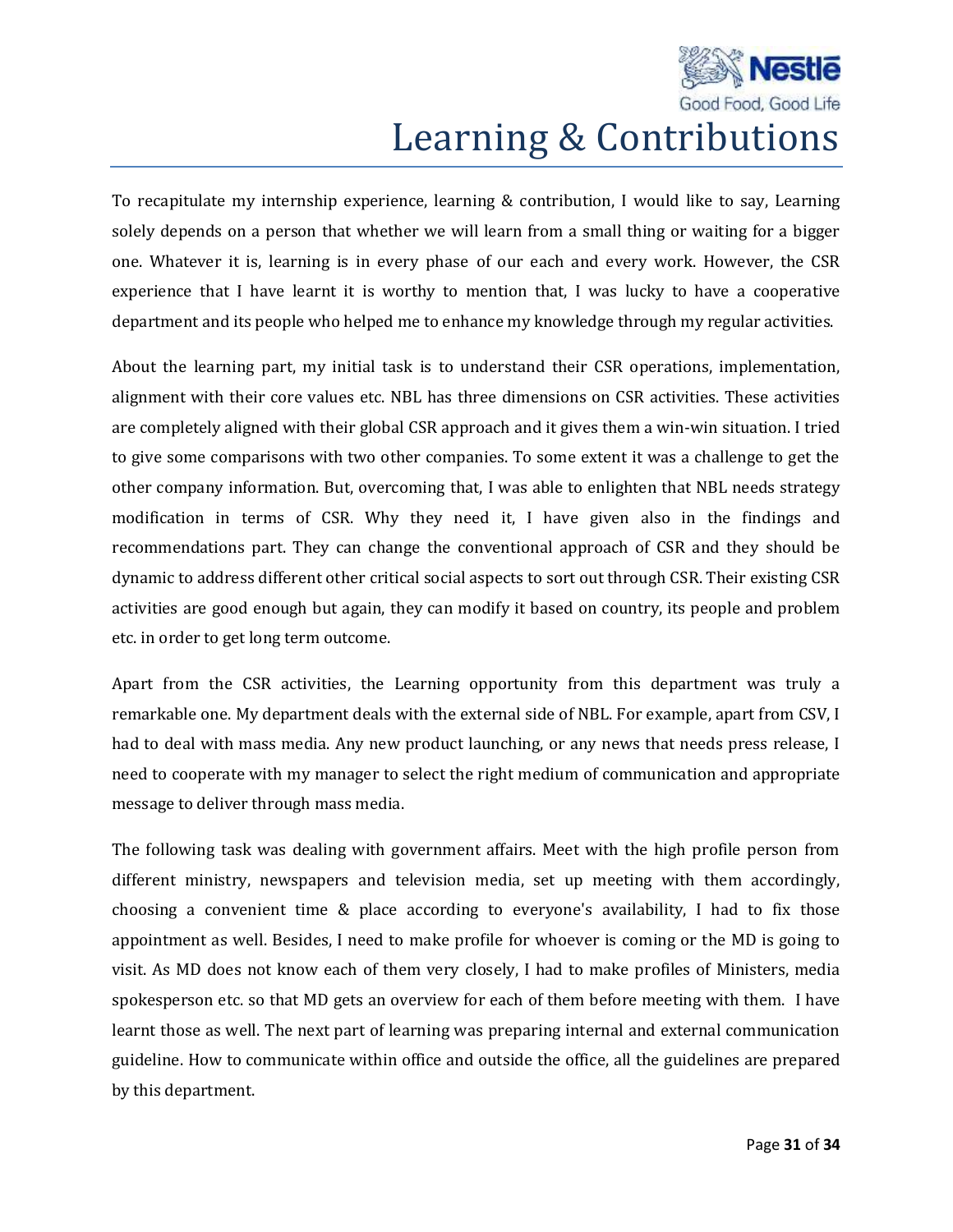# Learning & Contributions

To recapitulate my internship experience, learning & contribution, I would like to say, Learning solely depends on a person that whether we will learn from a small thing or waiting for a bigger one. Whatever it is, learning is in every phase of our each and every work. However, the CSR experience that I have learnt it is worthy to mention that, I was lucky to have a cooperative department and its people who helped me to enhance my knowledge through my regular activities.

About the learning part, my initial task is to understand their CSR operations, implementation, alignment with their core values etc. NBL has three dimensions on CSR activities. These activities are completely aligned with their global CSR approach and it gives them a win-win situation. I tried to give some comparisons with two other companies. To some extent it was a challenge to get the other company information. But, overcoming that, I was able to enlighten that NBL needs strategy modification in terms of CSR. Why they need it, I have given also in the findings and recommendations part. They can change the conventional approach of CSR and they should be dynamic to address different other critical social aspects to sort out through CSR. Their existing CSR activities are good enough but again, they can modify it based on country, its people and problem etc. in order to get long term outcome.

Apart from the CSR activities, the Learning opportunity from this department was truly a remarkable one. My department deals with the external side of NBL. For example, apart from CSV, I had to deal with mass media. Any new product launching, or any news that needs press release, I need to cooperate with my manager to select the right medium of communication and appropriate message to deliver through mass media.

The following task was dealing with government affairs. Meet with the high profile person from different ministry, newspapers and television media, set up meeting with them accordingly, choosing a convenient time & place according to everyone's availability, I had to fix those appointment as well. Besides, I need to make profile for whoever is coming or the MD is going to visit. As MD does not know each of them very closely, I had to make profiles of Ministers, media spokesperson etc. so that MD gets an overview for each of them before meeting with them. I have learnt those as well. The next part of learning was preparing internal and external communication guideline. How to communicate within office and outside the office, all the guidelines are prepared by this department.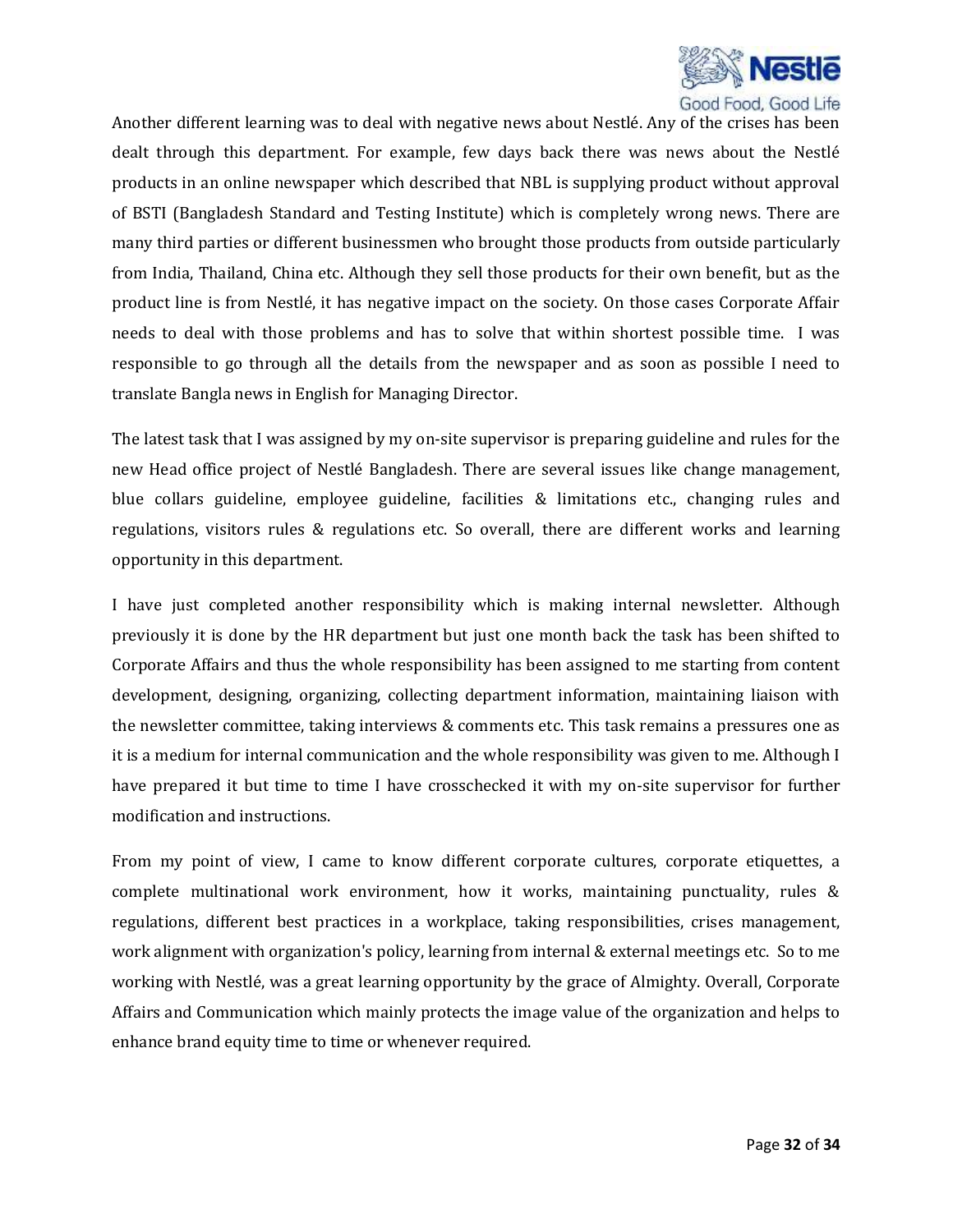Another different learning was to deal with negative news about Nestlé. Any of the crises has been dealt through this department. For example, few days back there was news about the Nestlé products in an online newspaper which described that NBL is supplying product without approval of BSTI (Bangladesh Standard and Testing Institute) which is completely wrong news. There are many third parties or different businessmen who brought those products from outside particularly from India, Thailand, China etc. Although they sell those products for their own benefit, but as the product line is from Nestlé, it has negative impact on the society. On those cases Corporate Affair needs to deal with those problems and has to solve that within shortest possible time. I was responsible to go through all the details from the newspaper and as soon as possible I need to translate Bangla news in English for Managing Director.

The latest task that I was assigned by my on-site supervisor is preparing guideline and rules for the new Head office project of Nestlé Bangladesh. There are several issues like change management, blue collars guideline, employee guideline, facilities & limitations etc., changing rules and regulations, visitors rules & regulations etc. So overall, there are different works and learning opportunity in this department.

I have just completed another responsibility which is making internal newsletter. Although previously it is done by the HR department but just one month back the task has been shifted to Corporate Affairs and thus the whole responsibility has been assigned to me starting from content development, designing, organizing, collecting department information, maintaining liaison with the newsletter committee, taking interviews & comments etc. This task remains a pressures one as it is a medium for internal communication and the whole responsibility was given to me. Although I have prepared it but time to time I have crosschecked it with my on-site supervisor for further modification and instructions.

From my point of view, I came to know different corporate cultures, corporate etiquettes, a complete multinational work environment, how it works, maintaining punctuality, rules & regulations, different best practices in a workplace, taking responsibilities, crises management, work alignment with organization's policy, learning from internal & external meetings etc. So to me working with Nestlé, was a great learning opportunity by the grace of Almighty. Overall, Corporate Affairs and Communication which mainly protects the image value of the organization and helps to enhance brand equity time to time or whenever required.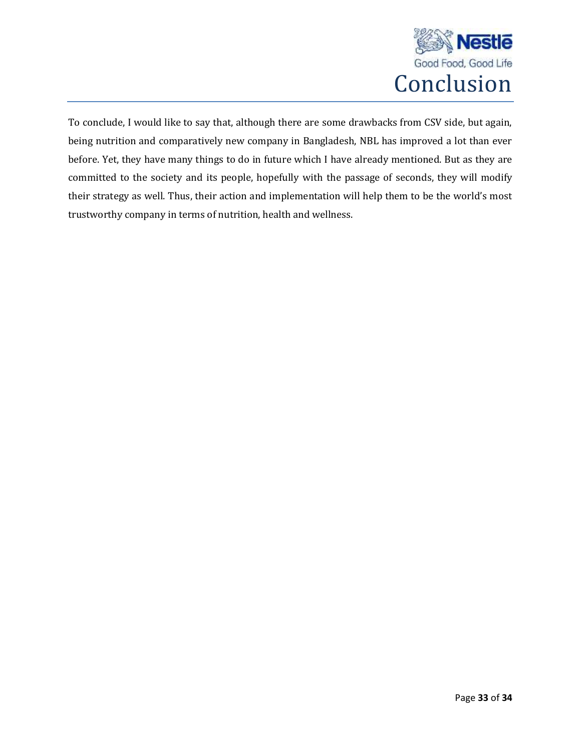# Conclusion

To conclude, I would like to say that, although there are some drawbacks from CSV side, but again, being nutrition and comparatively new company in Bangladesh, NBL has improved a lot than ever before. Yet, they have many things to do in future which I have already mentioned. But as they are committed to the society and its people, hopefully with the passage of seconds, they will modify their strategy as well. Thus, their action and implementation will help them to be the world's most trustworthy company in terms of nutrition, health and wellness.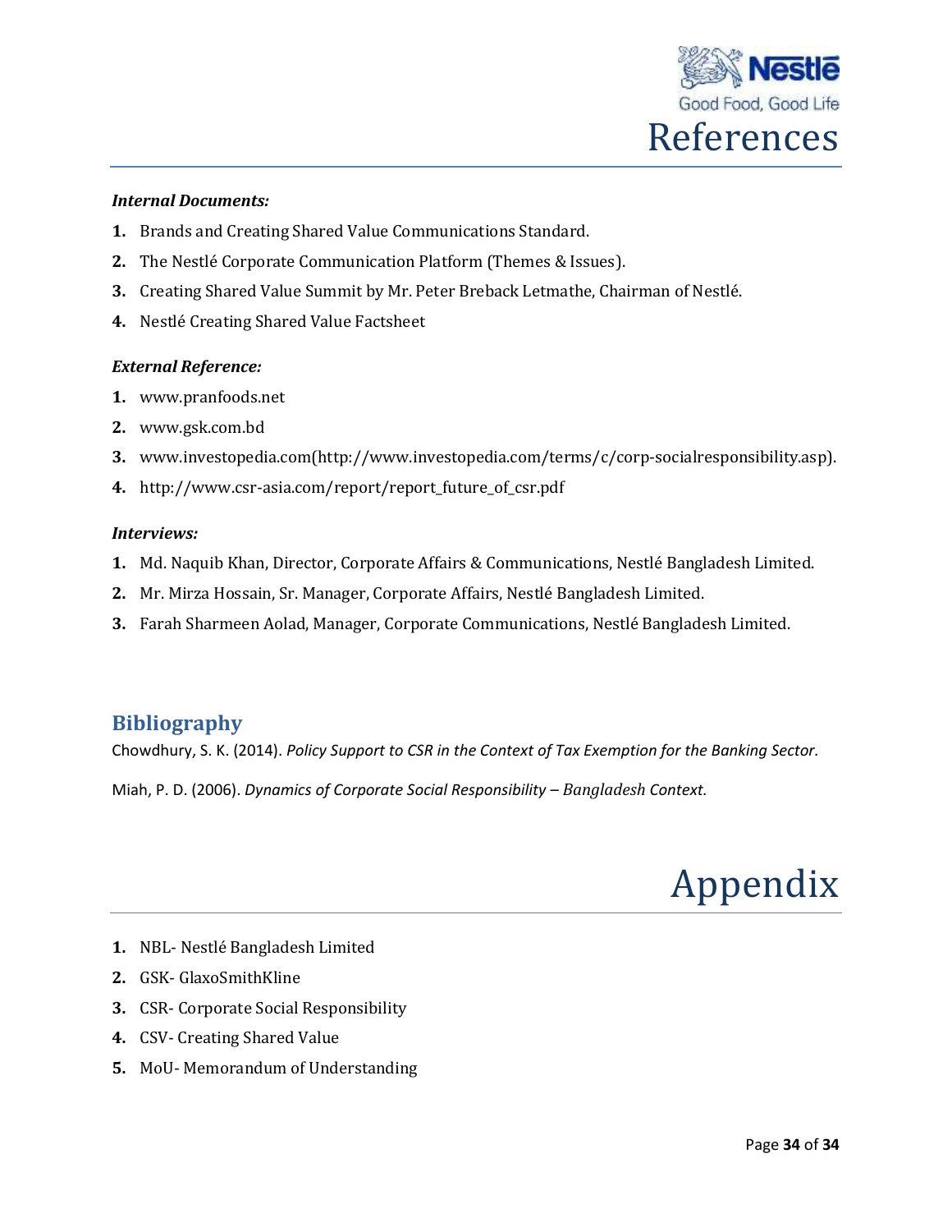# References

***Internal Documents:***

1. Brands and Creating Shared Value Communications Standard.
2. The Nestlé Corporate Communication Platform (Themes & Issues).
3. Creating Shared Value Summit by Mr. Peter Breback Letmathe, Chairman of Nestlé.
4. Nestlé Creating Shared Value Factsheet

***External Reference:***

1. www.pranfoods.net
2. www.gsk.com.bd
3. www.investopedia.com(http://www.investopedia.com/terms/c/corp-socialresponsibility.asp).
4. http://www.csr-asia.com/report/report_future_of_csr.pdf

***Interviews:***

1. Md. Naquib Khan, Director, Corporate Affairs & Communications, Nestlé Bangladesh Limited.
2. Mr. Mirza Hossain, Sr. Manager, Corporate Affairs, Nestlé Bangladesh Limited.
3. Farah Sharmeen Aolad, Manager, Corporate Communications, Nestlé Bangladesh Limited.

## Bibliography

Chowdhury, S. K. (2014). *Policy Support to CSR in the Context of Tax Exemption for the Banking Sector.*

Miah, P. D. (2006). *Dynamics of Corporate Social Responsibility – Bangladesh Context.*

# Appendix

1. NBL- Nestlé Bangladesh Limited
2. GSK- GlaxoSmithKline
3. CSR- Corporate Social Responsibility
4. CSV- Creating Shared Value
5. MoU- Memorandum of Understanding